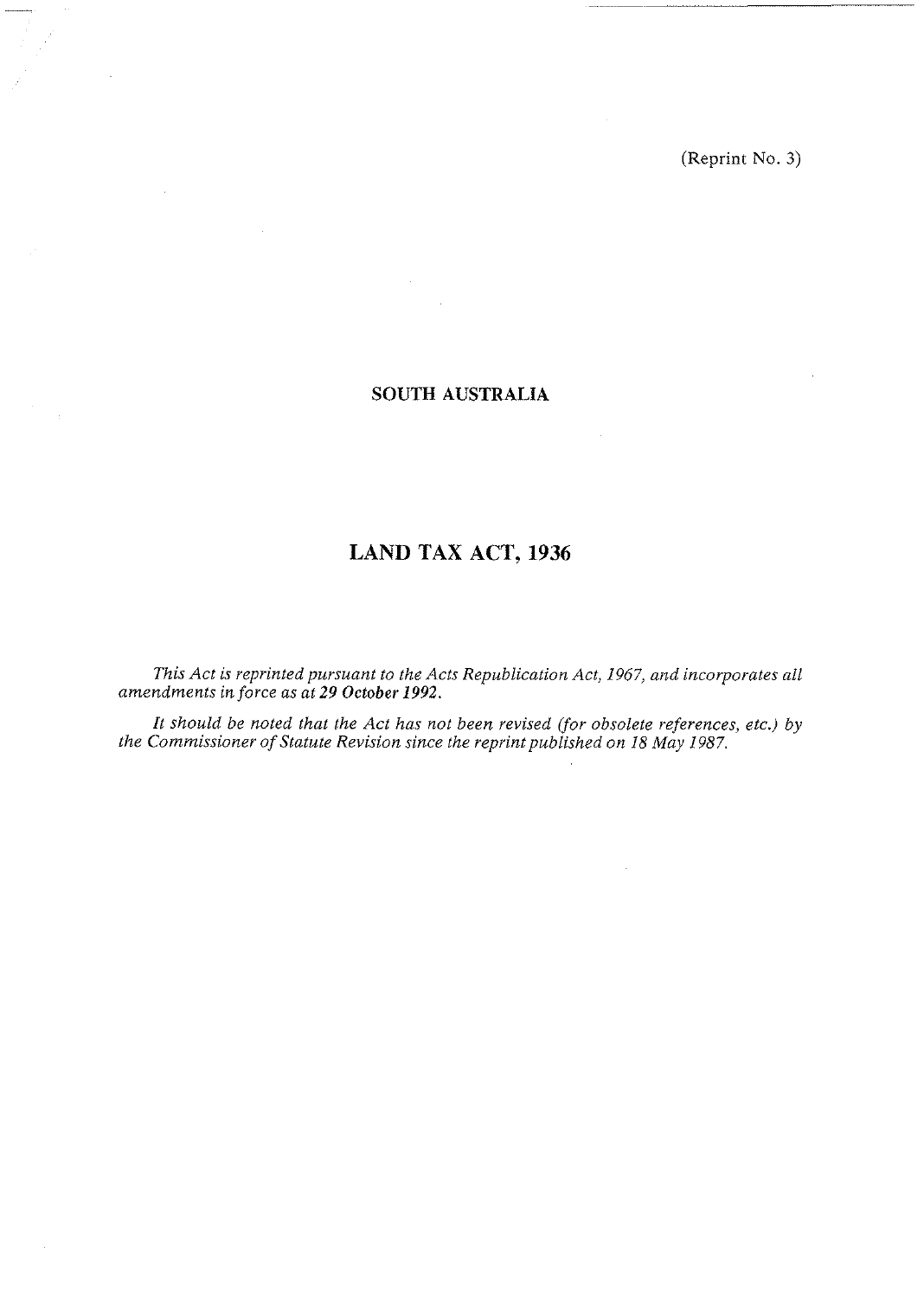(Reprint No. 3)

**SOUTH AUSTRALIA**

# LAND TAX ACT, 1936

*This Act is reprinted pursuant to the Acts Republication Act, 1967, and incorporates all amendments in force as at **29 October 1992**.*

*It should be noted that the Act has not been revised (for obsolete references, etc.) by the Commissioner of Statute Revision since the reprint published on 18 May 1987.*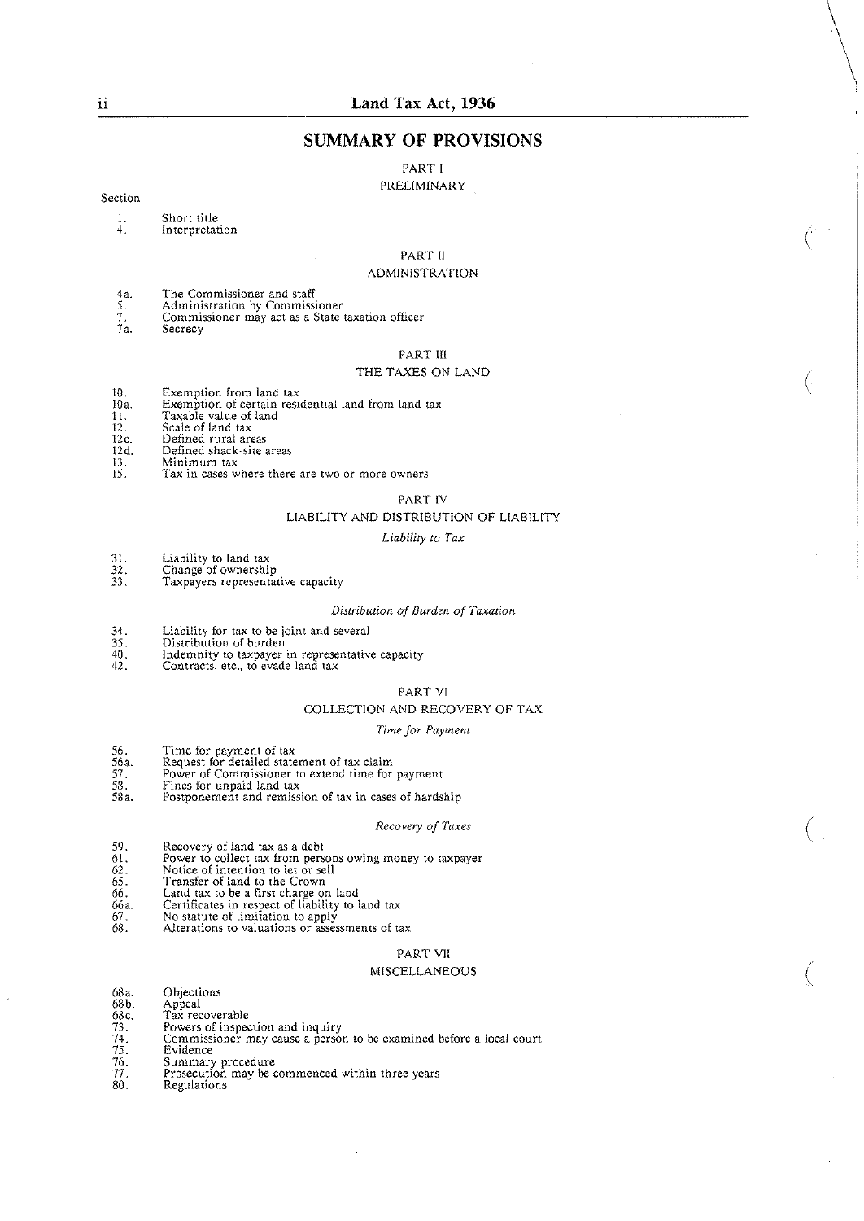## SUMMARY OF PROVISIONS

### PART I

### PRELIMINARY

Section

1. Short title
4. Interpretation

### PART II

### ADMINISTRATION

4a. The Commissioner and staff
5. Administration by Commissioner
7. Commissioner may act as a State taxation officer
7a. Secrecy

### PART III

### THE TAXES ON LAND

10. Exemption from land tax
10a. Exemption of certain residential land from land tax
11. Taxable value of land
12. Scale of land tax
12c. Defined rural areas
12d. Defined shack-site areas
13. Minimum tax
15. Tax in cases where there are two or more owners

### PART IV

### LIABILITY AND DISTRIBUTION OF LIABILITY

*Liability to Tax*

31. Liability to land tax
32. Change of ownership
33. Taxpayers representative capacity

*Distribution of Burden of Taxation*

34. Liability for tax to be joint and several
35. Distribution of burden
40. Indemnity to taxpayer in representative capacity
42. Contracts, etc., to evade land tax

### PART VI

### COLLECTION AND RECOVERY OF TAX

*Time for Payment*

56. Time for payment of tax
56a. Request for detailed statement of tax claim
57. Power of Commissioner to extend time for payment
58. Fines for unpaid land tax
58a. Postponement and remission of tax in cases of hardship

*Recovery of Taxes*

59. Recovery of land tax as a debt
61. Power to collect tax from persons owing money to taxpayer
62. Notice of intention to let or sell
65. Transfer of land to the Crown
66. Land tax to be a first charge on land
66a. Certificates in respect of liability to land tax
67. No statute of limitation to apply
68. Alterations to valuations or assessments of tax

### PART VII

### MISCELLANEOUS

68a. Objections
68b. Appeal
68c. Tax recoverable
73. Powers of inspection and inquiry
74. Commissioner may cause a person to be examined before a local court
75. Evidence
76. Summary procedure
77. Prosecution may be commenced within three years
80. Regulations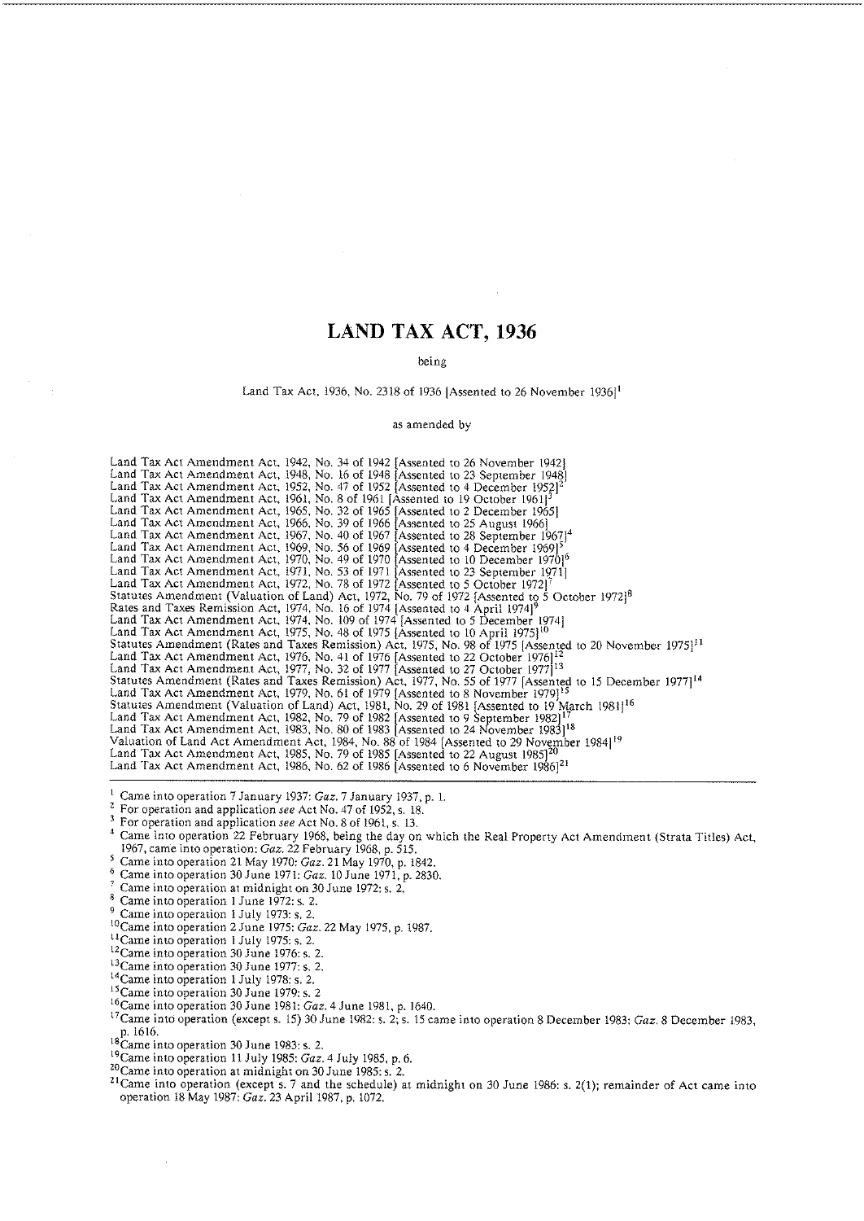# LAND TAX ACT, 1936

being

Land Tax Act, 1936, No. 2318 of 1936 [Assented to 26 November 1936][1]

as amended by

Land Tax Act Amendment Act, 1942, No. 34 of 1942 [Assented to 26 November 1942]
Land Tax Act Amendment Act, 1948, No. 16 of 1948 [Assented to 23 September 1948]
Land Tax Act Amendment Act, 1952, No. 47 of 1952 [Assented to 4 December 1952][2]
Land Tax Act Amendment Act, 1961, No. 8 of 1961 [Assented to 19 October 1961][3]
Land Tax Act Amendment Act, 1965, No. 32 of 1965 [Assented to 2 December 1965]
Land Tax Act Amendment Act, 1966, No. 39 of 1966 [Assented to 25 August 1966]
Land Tax Act Amendment Act, 1967, No. 40 of 1967 [Assented to 28 September 1967][4]
Land Tax Act Amendment Act, 1969, No. 56 of 1969 [Assented to 4 December 1969][5]
Land Tax Act Amendment Act, 1970, No. 49 of 1970 [Assented to 10 December 1970][6]
Land Tax Act Amendment Act, 1971, No. 53 of 1971 [Assented to 23 September 1971]
Land Tax Act Amendment Act, 1972, No. 78 of 1972 [Assented to 5 October 1972][7]
Statutes Amendment (Valuation of Land) Act, 1972, No. 79 of 1972 [Assented to 5 October 1972][8]
Rates and Taxes Remission Act, 1974, No. 16 of 1974 [Assented to 4 April 1974][9]
Land Tax Act Amendment Act, 1974, No. 109 of 1974 [Assented to 5 December 1974]
Land Tax Act Amendment Act, 1975, No. 48 of 1975 [Assented to 10 April 1975][10]
Statutes Amendment (Rates and Taxes Remission) Act, 1975, No. 98 of 1975 [Assented to 20 November 1975][11]
Land Tax Act Amendment Act, 1976, No. 41 of 1976 [Assented to 22 October 1976][12]
Land Tax Act Amendment Act, 1977, No. 32 of 1977 [Assented to 27 October 1977][13]
Statutes Amendment (Rates and Taxes Remission) Act, 1977, No. 55 of 1977 [Assented to 15 December 1977][14]
Land Tax Act Amendment Act, 1979, No. 61 of 1979 [Assented to 8 November 1979][15]
Statutes Amendment (Valuation of Land) Act, 1981, No. 29 of 1981 [Assented to 19 March 1981][16]
Land Tax Act Amendment Act, 1982, No. 79 of 1982 [Assented to 9 September 1982][17]
Land Tax Act Amendment Act, 1983, No. 80 of 1983 [Assented to 24 November 1983][18]
Valuation of Land Act Amendment Act, 1984, No. 88 of 1984 [Assented to 29 November 1984][19]
Land Tax Act Amendment Act, 1985, No. 79 of 1985 [Assented to 22 August 1985][20]
Land Tax Act Amendment Act, 1986, No. 62 of 1986 [Assented to 6 November 1986][21]

---

[1] Came into operation 7 January 1937: *Gaz.* 7 January 1937, p. 1.
[2] For operation and application *see* Act No. 47 of 1952, s. 18.
[3] For operation and application *see* Act No. 8 of 1961, s. 13.
[4] Came into operation 22 February 1968, being the day on which the Real Property Act Amendment (Strata Titles) Act, 1967, came into operation: *Gaz.* 22 February 1968, p. 515.
[5] Came into operation 21 May 1970: *Gaz.* 21 May 1970, p. 1842.
[6] Came into operation 30 June 1971: *Gaz.* 10 June 1971, p. 2830.
[7] Came into operation at midnight on 30 June 1972: s. 2.
[8] Came into operation 1 June 1972: s. 2.
[9] Came into operation 1 July 1973: s. 2.
[10] Came into operation 2 June 1975: *Gaz.* 22 May 1975, p. 1987.
[11] Came into operation 1 July 1975: s. 2.
[12] Came into operation 30 June 1976: s. 2.
[13] Came into operation 30 June 1977: s. 2.
[14] Came into operation 1 July 1978: s. 2.
[15] Came into operation 30 June 1979: s. 2
[16] Came into operation 30 June 1981: *Gaz.* 4 June 1981, p. 1640.
[17] Came into operation (except s. 15) 30 June 1982: s. 2; s. 15 came into operation 8 December 1983: *Gaz.* 8 December 1983, p. 1616.
[18] Came into operation 30 June 1983: s. 2.
[19] Came into operation 11 July 1985: *Gaz.* 4 July 1985, p. 6.
[20] Came into operation at midnight on 30 June 1985: s. 2.
[21] Came into operation (except s. 7 and the schedule) at midnight on 30 June 1986: s. 2(1); remainder of Act came into operation 18 May 1987: *Gaz.* 23 April 1987, p. 1072.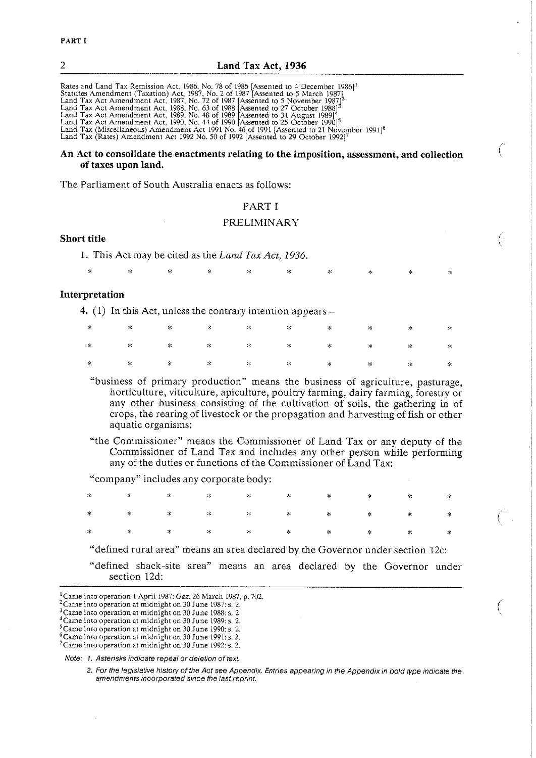Rates and Land Tax Remission Act, 1986, No. 78 of 1986 [Assented to 4 December 1986][1]
Statutes Amendment (Taxation) Act, 1987, No. 2 of 1987 [Assented to 5 March 1987]
Land Tax Act Amendment Act, 1987, No. 72 of 1987 [Assented to 5 November 1987][2]
Land Tax Act Amendment Act, 1988, No. 63 of 1988 [Assented to 27 October 1988][3]
Land Tax Act Amendment Act, 1989, No. 48 of 1989 [Assented to 31 August 1989][4]
Land Tax Act Amendment Act, 1990, No. 44 of 1990 [Assented to 25 October 1990][5]
Land Tax (Miscellaneous) Amendment Act 1991 No. 46 of 1991 [Assented to 21 November 1991][6]
Land Tax (Rates) Amendment Act 1992 No. 50 of 1992 [Assented to 29 October 1992][7]

**An Act to consolidate the enactments relating to the imposition, assessment, and collection of taxes upon land.**

The Parliament of South Australia enacts as follows:

## PART I

## PRELIMINARY

**Short title**

1. This Act may be cited as the *Land Tax Act, 1936*.

\* \* \* \* \* \* \* \* \* \*

**Interpretation**

4. (1) In this Act, unless the contrary intention appears—

\* \* \* \* \* \* \* \* \* \*

\* \* \* \* \* \* \* \* \* \*

\* \* \* \* \* \* \* \* \* \*

"business of primary production" means the business of agriculture, pasturage, horticulture, viticulture, apiculture, poultry farming, dairy farming, forestry or any other business consisting of the cultivation of soils, the gathering in of crops, the rearing of livestock or the propagation and harvesting of fish or other aquatic organisms:

"the Commissioner" means the Commissioner of Land Tax or any deputy of the Commissioner of Land Tax and includes any other person while performing any of the duties or functions of the Commissioner of Land Tax:

"company" includes any corporate body:

\* \* \* \* \* \* \* \* \* \*

\* \* \* \* \* \* \* \* \* \*

\* \* \* \* \* \* \* \* \* \*

"defined rural area" means an area declared by the Governor under section 12c:

"defined shack-site area" means an area declared by the Governor under section 12d:

---

[1] Came into operation 1 April 1987: *Gaz.* 26 March 1987, p. 702.
[2] Came into operation at midnight on 30 June 1987: s. 2.
[3] Came into operation at midnight on 30 June 1988: s. 2.
[4] Came into operation at midnight on 30 June 1989: s. 2.
[5] Came into operation at midnight on 30 June 1990: s. 2.
[6] Came into operation at midnight on 30 June 1991: s. 2.
[7] Came into operation at midnight on 30 June 1992: s. 2.

*Note: 1. Asterisks indicate repeal or deletion of text.*

*2. For the legislative history of the Act see Appendix. Entries appearing in the Appendix in bold type indicate the amendments incorporated since the last reprint.*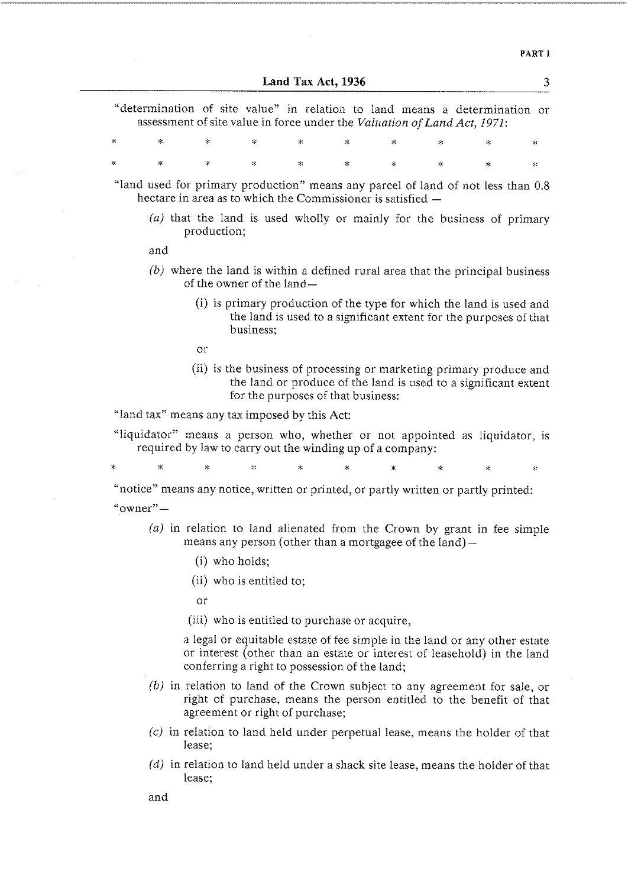"determination of site value" in relation to land means a determination or assessment of site value in force under the *Valuation of Land Act, 1971*:

\*   \*   \*   \*   \*   \*   \*   \*   \*   \*

\*   \*   \*   \*   \*   \*   \*   \*   \*   \*

"land used for primary production" means any parcel of land of not less than 0.8 hectare in area as to which the Commissioner is satisfied —

*(a)* that the land is used wholly or mainly for the business of primary production;

and

*(b)* where the land is within a defined rural area that the principal business of the owner of the land—

(i) is primary production of the type for which the land is used and the land is used to a significant extent for the purposes of that business;

or

(ii) is the business of processing or marketing primary produce and the land or produce of the land is used to a significant extent for the purposes of that business:

"land tax" means any tax imposed by this Act:

"liquidator" means a person who, whether or not appointed as liquidator, is required by law to carry out the winding up of a company:

\*   \*   \*   \*   \*   \*   \*   \*   \*   \*

"notice" means any notice, written or printed, or partly written or partly printed:

"owner"—

*(a)* in relation to land alienated from the Crown by grant in fee simple means any person (other than a mortgagee of the land)—

(i) who holds;

(ii) who is entitled to;

or

(iii) who is entitled to purchase or acquire,

a legal or equitable estate of fee simple in the land or any other estate or interest (other than an estate or interest of leasehold) in the land conferring a right to possession of the land;

*(b)* in relation to land of the Crown subject to any agreement for sale, or right of purchase, means the person entitled to the benefit of that agreement or right of purchase;

*(c)* in relation to land held under perpetual lease, means the holder of that lease;

*(d)* in relation to land held under a shack site lease, means the holder of that lease;

and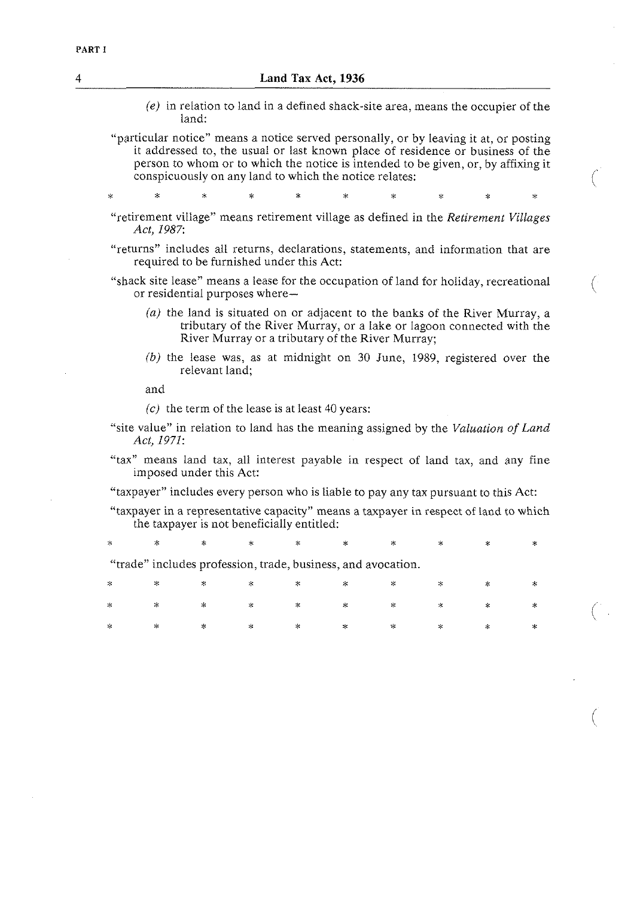(*e*) in relation to land in a defined shack-site area, means the occupier of the land:

"particular notice" means a notice served personally, or by leaving it at, or posting it addressed to, the usual or last known place of residence or business of the person to whom or to which the notice is intended to be given, or, by affixing it conspicuously on any land to which the notice relates:

\* \* \* \* \* \* \* \* \* \*

"retirement village" means retirement village as defined in the *Retirement Villages Act, 1987*:

"returns" includes all returns, declarations, statements, and information that are required to be furnished under this Act:

"shack site lease" means a lease for the occupation of land for holiday, recreational or residential purposes where—

(*a*) the land is situated on or adjacent to the banks of the River Murray, a tributary of the River Murray, or a lake or lagoon connected with the River Murray or a tributary of the River Murray;

(*b*) the lease was, as at midnight on 30 June, 1989, registered over the relevant land;

and

(*c*) the term of the lease is at least 40 years:

"site value" in relation to land has the meaning assigned by the *Valuation of Land Act, 1971*:

"tax" means land tax, all interest payable in respect of land tax, and any fine imposed under this Act:

"taxpayer" includes every person who is liable to pay any tax pursuant to this Act:

"taxpayer in a representative capacity" means a taxpayer in respect of land to which the taxpayer is not beneficially entitled:

\* \* \* \* \* \* \* \* \* \*

"trade" includes profession, trade, business, and avocation.

\* \* \* \* \* \* \* \* \* \*

\* \* \* \* \* \* \* \* \* \*

\* \* \* \* \* \* \* \* \* \*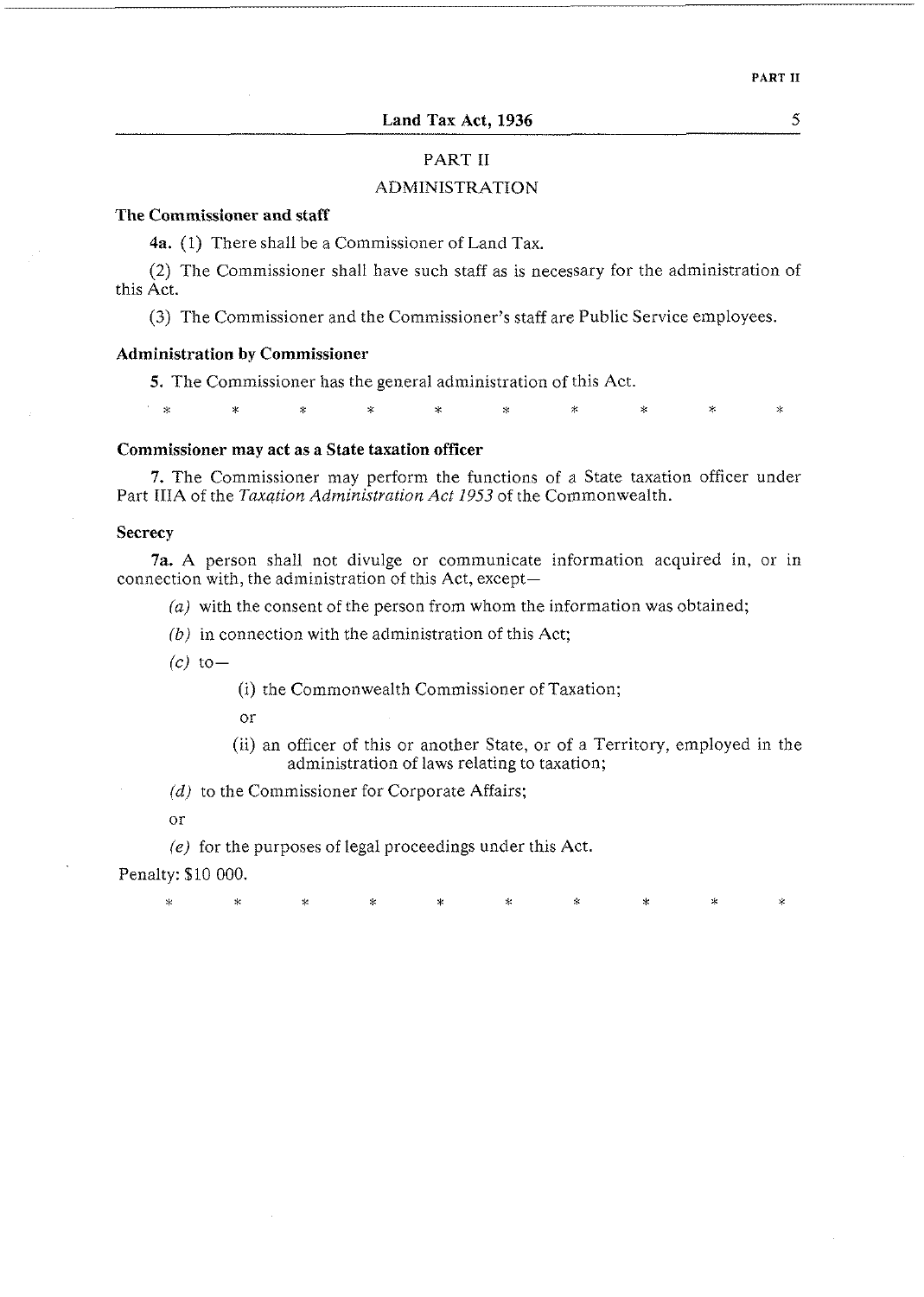## PART II

## ADMINISTRATION

**The Commissioner and staff**

**4a.** (1) There shall be a Commissioner of Land Tax.

(2) The Commissioner shall have such staff as is necessary for the administration of this Act.

(3) The Commissioner and the Commissioner's staff are Public Service employees.

**Administration by Commissioner**

**5.** The Commissioner has the general administration of this Act.

\* \* \* \* \* \* \* \* \* \*

**Commissioner may act as a State taxation officer**

**7.** The Commissioner may perform the functions of a State taxation officer under Part IIIA of the *Taxation Administration Act 1953* of the Commonwealth.

**Secrecy**

**7a.** A person shall not divulge or communicate information acquired in, or in connection with, the administration of this Act, except—

*(a)* with the consent of the person from whom the information was obtained;

*(b)* in connection with the administration of this Act;

*(c)* to—

(i) the Commonwealth Commissioner of Taxation;

or

(ii) an officer of this or another State, or of a Territory, employed in the administration of laws relating to taxation;

*(d)* to the Commissioner for Corporate Affairs;

or

*(e)* for the purposes of legal proceedings under this Act.

Penalty: $10 000.

\* \* \* \* \* \* \* \* \* \*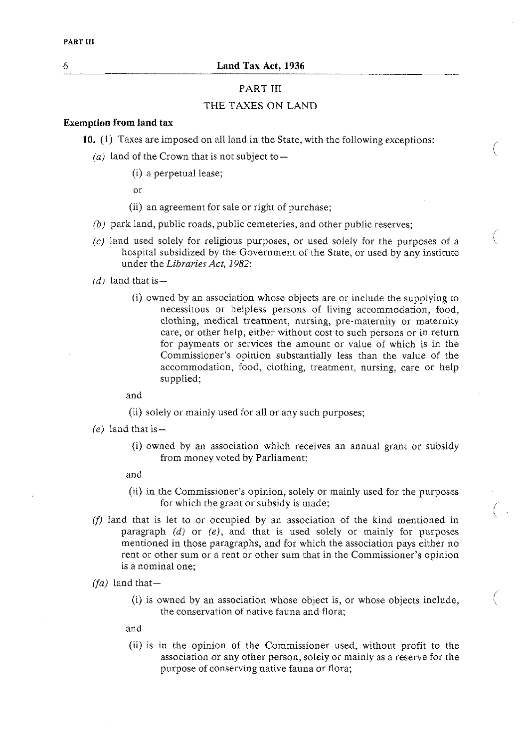PART III

THE TAXES ON LAND

**Exemption from land tax**

**10.** (1) Taxes are imposed on all land in the State, with the following exceptions:

*(a)* land of the Crown that is not subject to—

(i) a perpetual lease;

or

(ii) an agreement for sale or right of purchase;

*(b)* park land, public roads, public cemeteries, and other public reserves;

*(c)* land used solely for religious purposes, or used solely for the purposes of a hospital subsidized by the Government of the State, or used by any institute under the *Libraries Act, 1982*;

*(d)* land that is—

(i) owned by an association whose objects are or include the supplying to necessitous or helpless persons of living accommodation, food, clothing, medical treatment, nursing, pre-maternity or maternity care, or other help, either without cost to such persons or in return for payments or services the amount or value of which is in the Commissioner's opinion substantially less than the value of the accommodation, food, clothing, treatment, nursing, care or help supplied;

and

(ii) solely or mainly used for all or any such purposes;

*(e)* land that is—

(i) owned by an association which receives an annual grant or subsidy from money voted by Parliament;

and

(ii) in the Commissioner's opinion, solely or mainly used for the purposes for which the grant or subsidy is made;

*(f)* land that is let to or occupied by an association of the kind mentioned in paragraph *(d)* or *(e)*, and that is used solely or mainly for purposes mentioned in those paragraphs, and for which the association pays either no rent or other sum or a rent or other sum that in the Commissioner's opinion is a nominal one;

*(fa)* land that—

(i) is owned by an association whose object is, or whose objects include, the conservation of native fauna and flora;

and

(ii) is in the opinion of the Commissioner used, without profit to the association or any other person, solely or mainly as a reserve for the purpose of conserving native fauna or flora;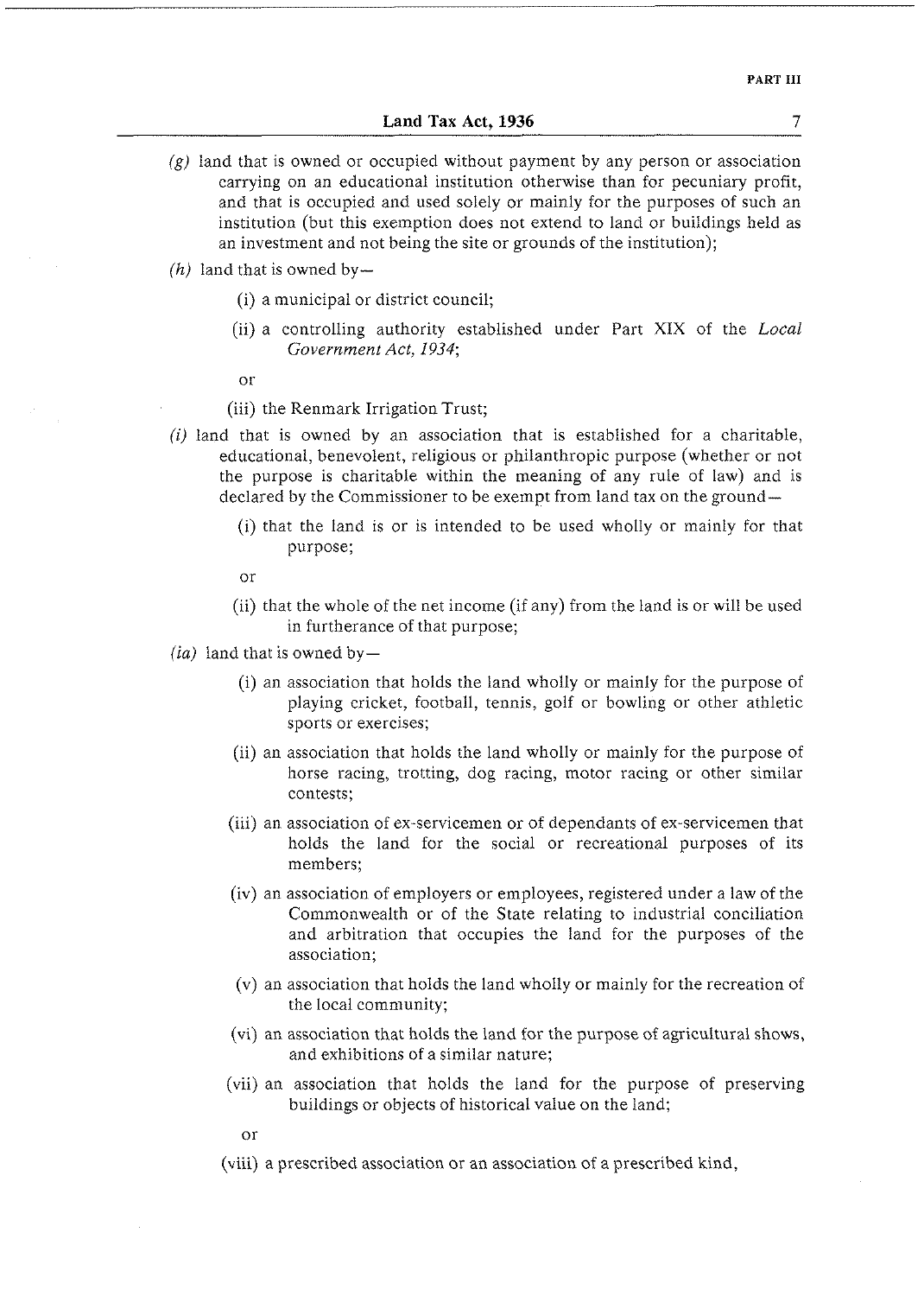*(g)* land that is owned or occupied without payment by any person or association carrying on an educational institution otherwise than for pecuniary profit, and that is occupied and used solely or mainly for the purposes of such an institution (but this exemption does not extend to land or buildings held as an investment and not being the site or grounds of the institution);

*(h)* land that is owned by—

(i) a municipal or district council;

(ii) a controlling authority established under Part XIX of the *Local Government Act, 1934*;

or

(iii) the Renmark Irrigation Trust;

*(i)* land that is owned by an association that is established for a charitable, educational, benevolent, religious or philanthropic purpose (whether or not the purpose is charitable within the meaning of any rule of law) and is declared by the Commissioner to be exempt from land tax on the ground—

(i) that the land is or is intended to be used wholly or mainly for that purpose;

or

(ii) that the whole of the net income (if any) from the land is or will be used in furtherance of that purpose;

*(ia)* land that is owned by—

(i) an association that holds the land wholly or mainly for the purpose of playing cricket, football, tennis, golf or bowling or other athletic sports or exercises;

(ii) an association that holds the land wholly or mainly for the purpose of horse racing, trotting, dog racing, motor racing or other similar contests;

(iii) an association of ex-servicemen or of dependants of ex-servicemen that holds the land for the social or recreational purposes of its members;

(iv) an association of employers or employees, registered under a law of the Commonwealth or of the State relating to industrial conciliation and arbitration that occupies the land for the purposes of the association;

(v) an association that holds the land wholly or mainly for the recreation of the local community;

(vi) an association that holds the land for the purpose of agricultural shows, and exhibitions of a similar nature;

(vii) an association that holds the land for the purpose of preserving buildings or objects of historical value on the land;

or

(viii) a prescribed association or an association of a prescribed kind,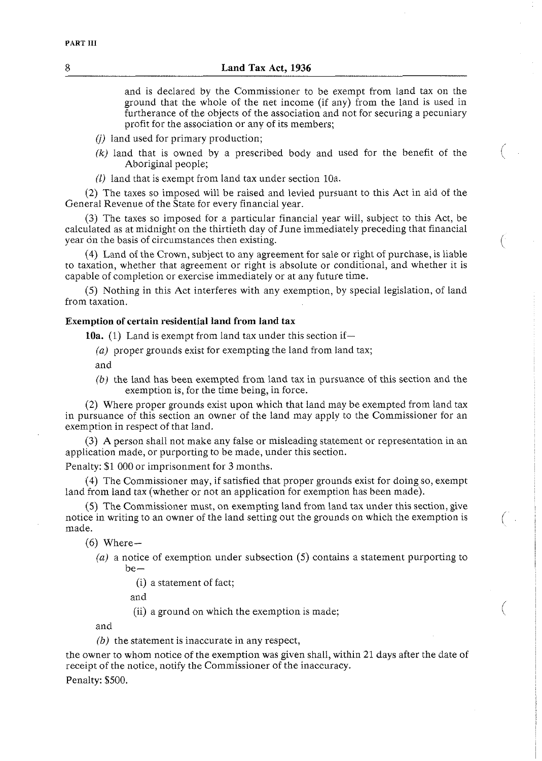and is declared by the Commissioner to be exempt from land tax on the ground that the whole of the net income (if any) from the land is used in furtherance of the objects of the association and not for securing a pecuniary profit for the association or any of its members;

*(j)* land used for primary production;

*(k)* land that is owned by a prescribed body and used for the benefit of the Aboriginal people;

*(l)* land that is exempt from land tax under section 10a.

(2) The taxes so imposed will be raised and levied pursuant to this Act in aid of the General Revenue of the State for every financial year.

(3) The taxes so imposed for a particular financial year will, subject to this Act, be calculated as at midnight on the thirtieth day of June immediately preceding that financial year on the basis of circumstances then existing.

(4) Land of the Crown, subject to any agreement for sale or right of purchase, is liable to taxation, whether that agreement or right is absolute or conditional, and whether it is capable of completion or exercise immediately or at any future time.

(5) Nothing in this Act interferes with any exemption, by special legislation, of land from taxation.

**Exemption of certain residential land from land tax**

**10a.** (1) Land is exempt from land tax under this section if—

*(a)* proper grounds exist for exempting the land from land tax;

and

*(b)* the land has been exempted from land tax in pursuance of this section and the exemption is, for the time being, in force.

(2) Where proper grounds exist upon which that land may be exempted from land tax in pursuance of this section an owner of the land may apply to the Commissioner for an exemption in respect of that land.

(3) A person shall not make any false or misleading statement or representation in an application made, or purporting to be made, under this section.

Penalty: $1 000 or imprisonment for 3 months.

(4) The Commissioner may, if satisfied that proper grounds exist for doing so, exempt land from land tax (whether or not an application for exemption has been made).

(5) The Commissioner must, on exempting land from land tax under this section, give notice in writing to an owner of the land setting out the grounds on which the exemption is made.

(6) Where—

*(a)* a notice of exemption under subsection (5) contains a statement purporting to be—

(i) a statement of fact;

and

(ii) a ground on which the exemption is made;

and

*(b)* the statement is inaccurate in any respect,

the owner to whom notice of the exemption was given shall, within 21 days after the date of receipt of the notice, notify the Commissioner of the inaccuracy.

Penalty: $500.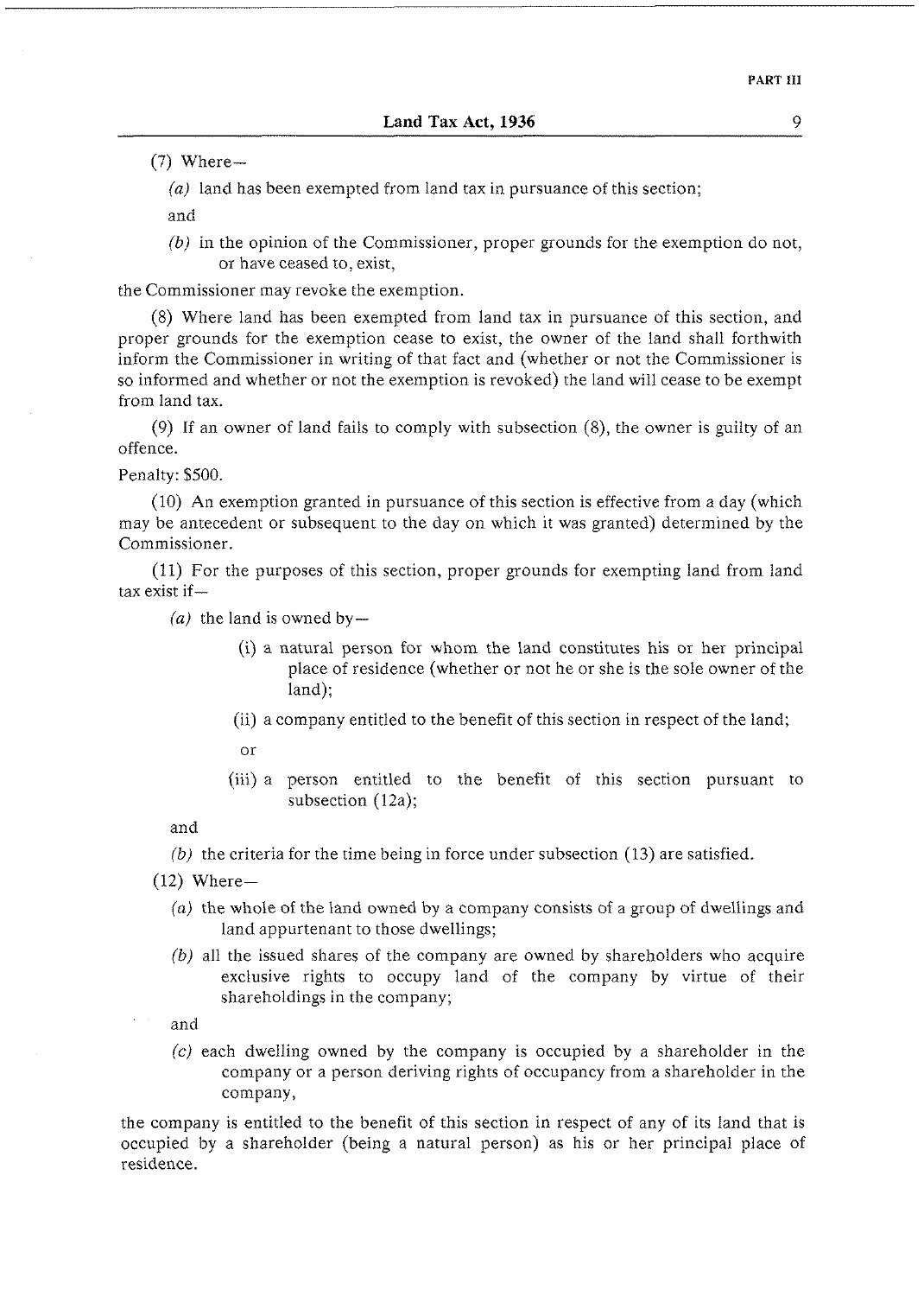(7) Where—

*(a)* land has been exempted from land tax in pursuance of this section;

and

*(b)* in the opinion of the Commissioner, proper grounds for the exemption do not, or have ceased to, exist,

the Commissioner may revoke the exemption.

(8) Where land has been exempted from land tax in pursuance of this section, and proper grounds for the exemption cease to exist, the owner of the land shall forthwith inform the Commissioner in writing of that fact and (whether or not the Commissioner is so informed and whether or not the exemption is revoked) the land will cease to be exempt from land tax.

(9) If an owner of land fails to comply with subsection (8), the owner is guilty of an offence.

Penalty: $500.

(10) An exemption granted in pursuance of this section is effective from a day (which may be antecedent or subsequent to the day on which it was granted) determined by the Commissioner.

(11) For the purposes of this section, proper grounds for exempting land from land tax exist if—

*(a)* the land is owned by—

(i) a natural person for whom the land constitutes his or her principal place of residence (whether or not he or she is the sole owner of the land);

(ii) a company entitled to the benefit of this section in respect of the land;

or

(iii) a person entitled to the benefit of this section pursuant to subsection (12a);

and

*(b)* the criteria for the time being in force under subsection (13) are satisfied.

(12) Where—

*(a)* the whole of the land owned by a company consists of a group of dwellings and land appurtenant to those dwellings;

*(b)* all the issued shares of the company are owned by shareholders who acquire exclusive rights to occupy land of the company by virtue of their shareholdings in the company;

and

*(c)* each dwelling owned by the company is occupied by a shareholder in the company or a person deriving rights of occupancy from a shareholder in the company,

the company is entitled to the benefit of this section in respect of any of its land that is occupied by a shareholder (being a natural person) as his or her principal place of residence.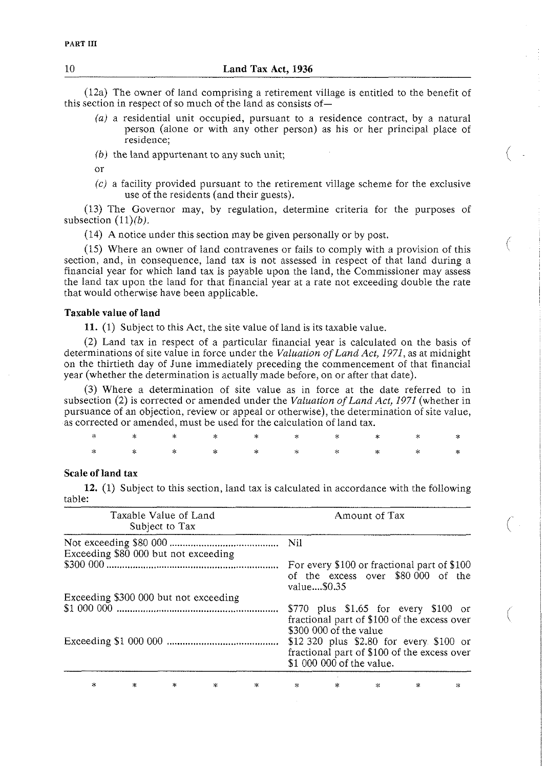(12a) The owner of land comprising a retirement village is entitled to the benefit of this section in respect of so much of the land as consists of—

- *(a)* a residential unit occupied, pursuant to a residence contract, by a natural person (alone or with any other person) as his or her principal place of residence;
- *(b)* the land appurtenant to any such unit;

  or
- *(c)* a facility provided pursuant to the retirement village scheme for the exclusive use of the residents (and their guests).

(13) The Governor may, by regulation, determine criteria for the purposes of subsection (11)*(b)*.

(14) A notice under this section may be given personally or by post.

(15) Where an owner of land contravenes or fails to comply with a provision of this section, and, in consequence, land tax is not assessed in respect of that land during a financial year for which land tax is payable upon the land, the Commissioner may assess the land tax upon the land for that financial year at a rate not exceeding double the rate that would otherwise have been applicable.

**Taxable value of land**

**11.** (1) Subject to this Act, the site value of land is its taxable value.

(2) Land tax in respect of a particular financial year is calculated on the basis of determinations of site value in force under the *Valuation of Land Act, 1971*, as at midnight on the thirtieth day of June immediately preceding the commencement of that financial year (whether the determination is actually made before, on or after that date).

(3) Where a determination of site value as in force at the date referred to in subsection (2) is corrected or amended under the *Valuation of Land Act, 1971* (whether in pursuance of an objection, review or appeal or otherwise), the determination of site value, as corrected or amended, must be used for the calculation of land tax.

\* \* \* \* \* \* \* \* \* \*

\* \* \* \* \* \* \* \* \* \*

**Scale of land tax**

**12.** (1) Subject to this section, land tax is calculated in accordance with the following table:

| Taxable Value of Land Subject to Tax | Amount of Tax |
|---|---|
| Not exceeding $80 000 | Nil |
| Exceeding $80 000 but not exceeding $300 000 | For every $100 or fractional part of $100 of the excess over $80 000 of the value....$0.35 |
| Exceeding $300 000 but not exceeding $1 000 000 | $770 plus $1.65 for every $100 or fractional part of $100 of the excess over $300 000 of the value |
| Exceeding $1 000 000 | $12 320 plus $2.80 for every $100 or fractional part of $100 of the excess over $1 000 000 of the value. |

\* \* \* \* \* \* \* \* \* \*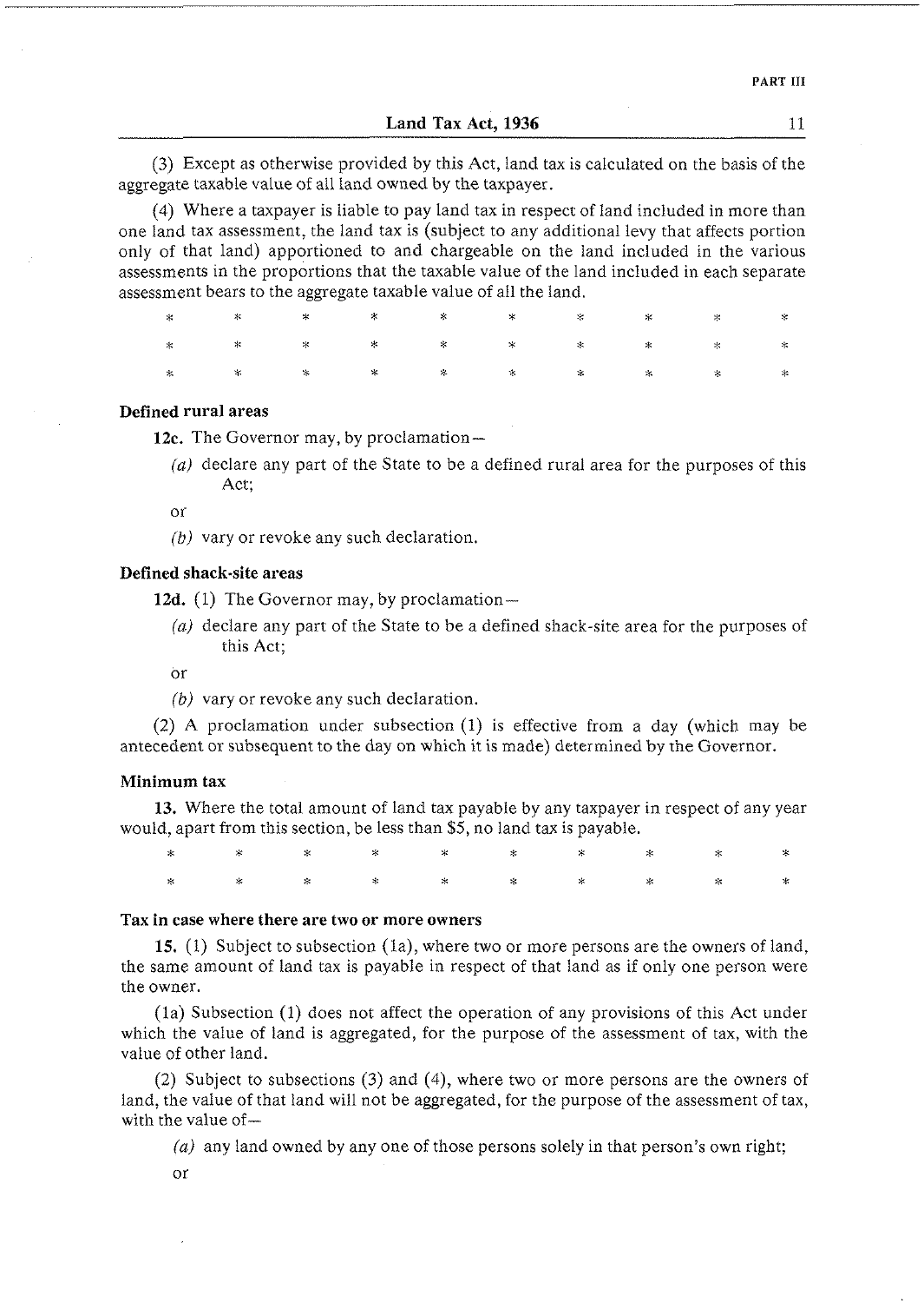(3) Except as otherwise provided by this Act, land tax is calculated on the basis of the aggregate taxable value of all land owned by the taxpayer.

(4) Where a taxpayer is liable to pay land tax in respect of land included in more than one land tax assessment, the land tax is (subject to any additional levy that affects portion only of that land) apportioned to and chargeable on the land included in the various assessments in the proportions that the taxable value of the land included in each separate assessment bears to the aggregate taxable value of all the land.

\* \* \* \* \* \* \* \* \* \*

\* \* \* \* \* \* \* \* \* \*

\* \* \* \* \* \* \* \* \* \*

**Defined rural areas**

**12c.** The Governor may, by proclamation—

*(a)* declare any part of the State to be a defined rural area for the purposes of this Act;

or

*(b)* vary or revoke any such declaration.

**Defined shack-site areas**

**12d.** (1) The Governor may, by proclamation—

*(a)* declare any part of the State to be a defined shack-site area for the purposes of this Act;

or

*(b)* vary or revoke any such declaration.

(2) A proclamation under subsection (1) is effective from a day (which may be antecedent or subsequent to the day on which it is made) determined by the Governor.

**Minimum tax**

**13.** Where the total amount of land tax payable by any taxpayer in respect of any year would, apart from this section, be less than $5, no land tax is payable.

\* \* \* \* \* \* \* \* \* \*

\* \* \* \* \* \* \* \* \* \*

**Tax in case where there are two or more owners**

**15.** (1) Subject to subsection (1a), where two or more persons are the owners of land, the same amount of land tax is payable in respect of that land as if only one person were the owner.

(1a) Subsection (1) does not affect the operation of any provisions of this Act under which the value of land is aggregated, for the purpose of the assessment of tax, with the value of other land.

(2) Subject to subsections (3) and (4), where two or more persons are the owners of land, the value of that land will not be aggregated, for the purpose of the assessment of tax, with the value of—

*(a)* any land owned by any one of those persons solely in that person's own right;

or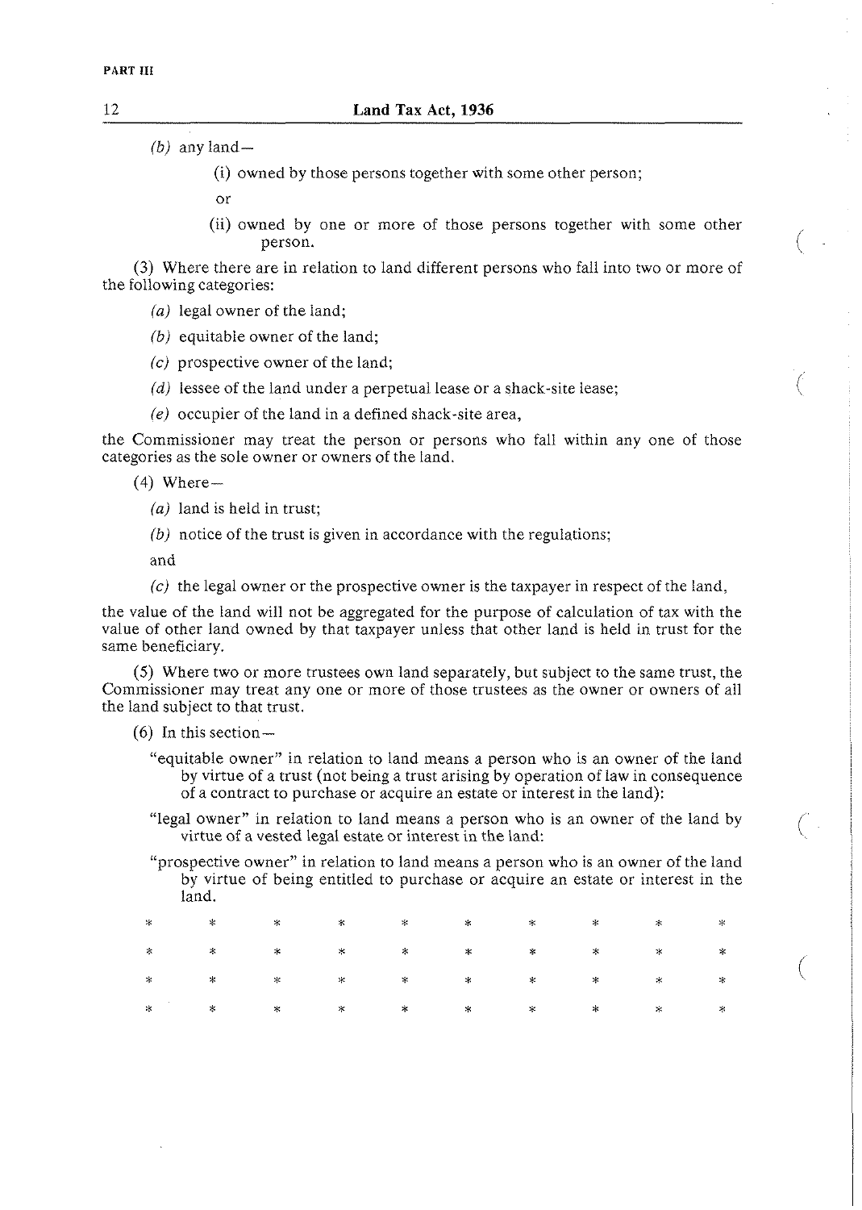(*b*) any land—

(i) owned by those persons together with some other person;

or

(ii) owned by one or more of those persons together with some other person.

(3) Where there are in relation to land different persons who fall into two or more of the following categories:

(*a*) legal owner of the land;

(*b*) equitable owner of the land;

(*c*) prospective owner of the land;

(*d*) lessee of the land under a perpetual lease or a shack-site lease;

(*e*) occupier of the land in a defined shack-site area,

the Commissioner may treat the person or persons who fall within any one of those categories as the sole owner or owners of the land.

(4) Where—

(*a*) land is held in trust;

(*b*) notice of the trust is given in accordance with the regulations;

and

(*c*) the legal owner or the prospective owner is the taxpayer in respect of the land,

the value of the land will not be aggregated for the purpose of calculation of tax with the value of other land owned by that taxpayer unless that other land is held in trust for the same beneficiary.

(5) Where two or more trustees own land separately, but subject to the same trust, the Commissioner may treat any one or more of those trustees as the owner or owners of all the land subject to that trust.

(6) In this section—

"equitable owner" in relation to land means a person who is an owner of the land by virtue of a trust (not being a trust arising by operation of law in consequence of a contract to purchase or acquire an estate or interest in the land):

"legal owner" in relation to land means a person who is an owner of the land by virtue of a vested legal estate or interest in the land:

"prospective owner" in relation to land means a person who is an owner of the land by virtue of being entitled to purchase or acquire an estate or interest in the land.

\*  \*  \*  \*  \*  \*  \*  \*  \*  \*

\*  \*  \*  \*  \*  \*  \*  \*  \*  \*

\*  \*  \*  \*  \*  \*  \*  \*  \*  \*

\*  \*  \*  \*  \*  \*  \*  \*  \*  \*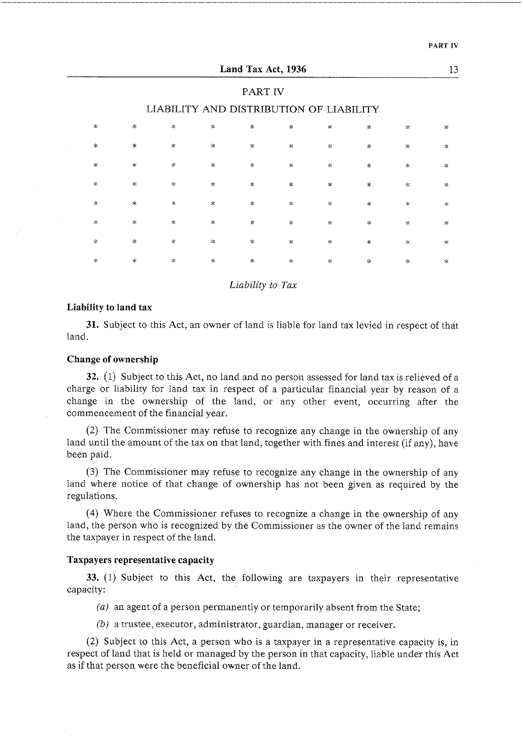## PART IV

### LIABILITY AND DISTRIBUTION OF LIABILITY

\* \* \* \* \* \* \* \* \* \*

\* \* \* \* \* \* \* \* \* \*

\* \* \* \* \* \* \* \* \* \*

\* \* \* \* \* \* \* \* \* \*

\* \* \* \* \* \* \* \* \* \*

\* \* \* \* \* \* \* \* \* \*

\* \* \* \* \* \* \* \* \* \*

\* \* \* \* \* \* \* \* \* \*

*Liability to Tax*

**Liability to land tax**

**31.** Subject to this Act, an owner of land is liable for land tax levied in respect of that land.

**Change of ownership**

**32.** (1) Subject to this Act, no land and no person assessed for land tax is relieved of a charge or liability for land tax in respect of a particular financial year by reason of a change in the ownership of the land, or any other event, occurring after the commencement of the financial year.

(2) The Commissioner may refuse to recognize any change in the ownership of any land until the amount of the tax on that land, together with fines and interest (if any), have been paid.

(3) The Commissioner may refuse to recognize any change in the ownership of any land where notice of that change of ownership has not been given as required by the regulations.

(4) Where the Commissioner refuses to recognize a change in the ownership of any land, the person who is recognized by the Commissioner as the owner of the land remains the taxpayer in respect of the land.

**Taxpayers representative capacity**

**33.** (1) Subject to this Act, the following are taxpayers in their representative capacity:

*(a)* an agent of a person permanently or temporarily absent from the State;

*(b)* a trustee, executor, administrator, guardian, manager or receiver.

(2) Subject to this Act, a person who is a taxpayer in a representative capacity is, in respect of land that is held or managed by the person in that capacity, liable under this Act as if that person were the beneficial owner of the land.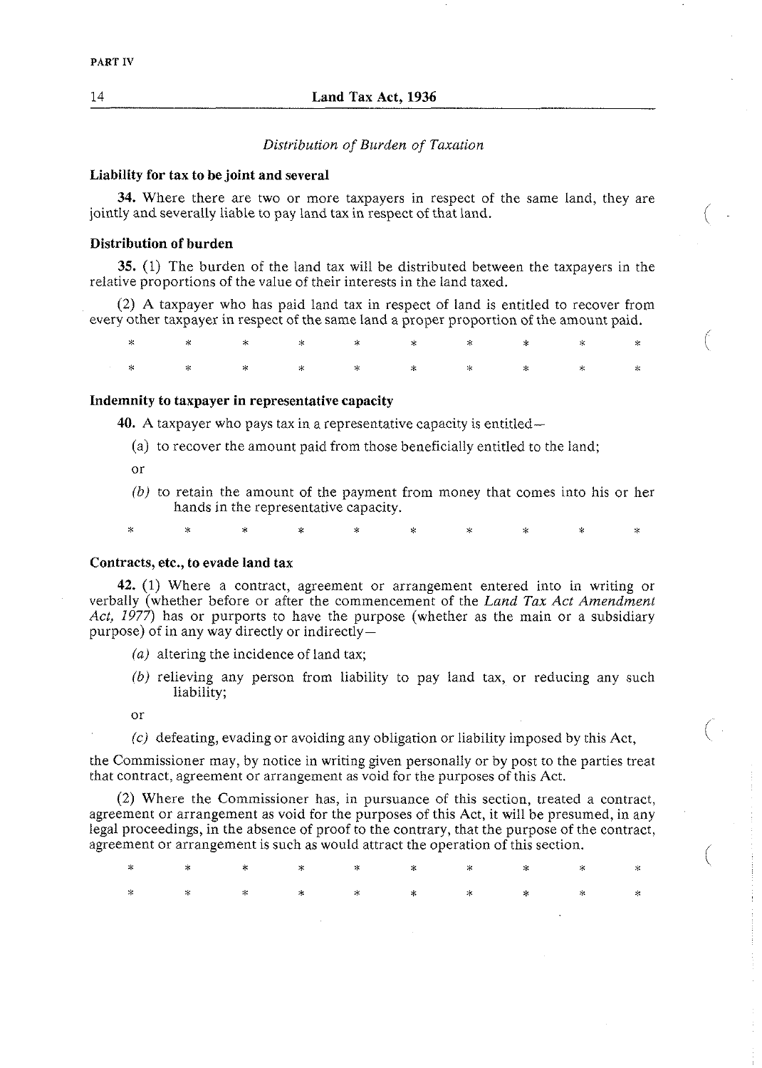*Distribution of Burden of Taxation*

**Liability for tax to be joint and several**

**34.** Where there are two or more taxpayers in respect of the same land, they are jointly and severally liable to pay land tax in respect of that land.

**Distribution of burden**

**35.** (1) The burden of the land tax will be distributed between the taxpayers in the relative proportions of the value of their interests in the land taxed.

(2) A taxpayer who has paid land tax in respect of land is entitled to recover from every other taxpayer in respect of the same land a proper proportion of the amount paid.

\* \* \* \* \* \* \* \* \* \*

\* \* \* \* \* \* \* \* \* \*

**Indemnity to taxpayer in representative capacity**

**40.** A taxpayer who pays tax in a representative capacity is entitled—

(a) to recover the amount paid from those beneficially entitled to the land;

or

*(b)* to retain the amount of the payment from money that comes into his or her hands in the representative capacity.

\* \* \* \* \* \* \* \* \* \*

**Contracts, etc., to evade land tax**

**42.** (1) Where a contract, agreement or arrangement entered into in writing or verbally (whether before or after the commencement of the *Land Tax Act Amendment Act, 1977*) has or purports to have the purpose (whether as the main or a subsidiary purpose) of in any way directly or indirectly—

*(a)* altering the incidence of land tax;

*(b)* relieving any person from liability to pay land tax, or reducing any such liability;

or

*(c)* defeating, evading or avoiding any obligation or liability imposed by this Act,

the Commissioner may, by notice in writing given personally or by post to the parties treat that contract, agreement or arrangement as void for the purposes of this Act.

(2) Where the Commissioner has, in pursuance of this section, treated a contract, agreement or arrangement as void for the purposes of this Act, it will be presumed, in any legal proceedings, in the absence of proof to the contrary, that the purpose of the contract, agreement or arrangement is such as would attract the operation of this section.

\* \* \* \* \* \* \* \* \* \*

\* \* \* \* \* \* \* \* \* \*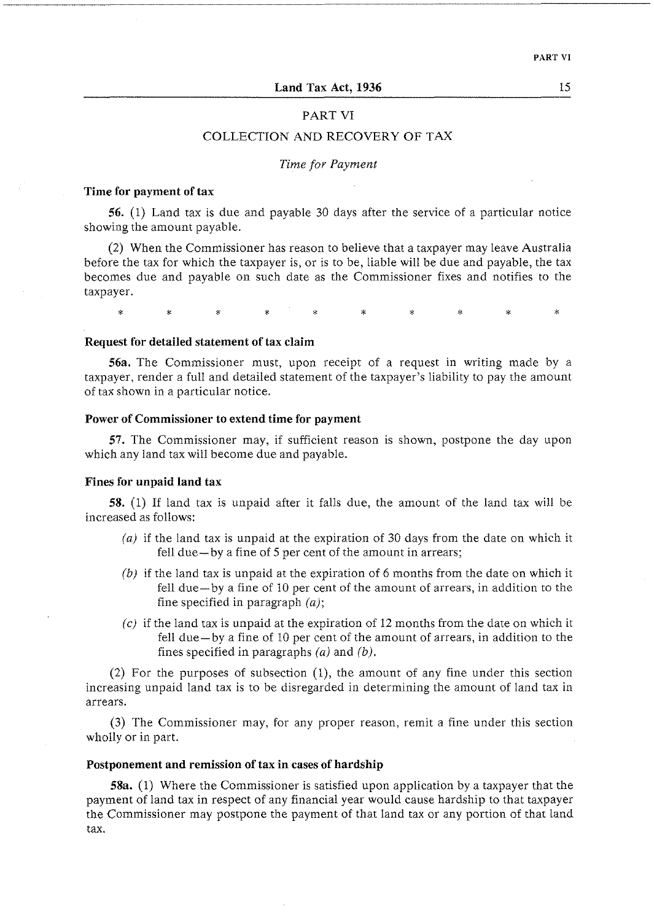## PART VI

## COLLECTION AND RECOVERY OF TAX

*Time for Payment*

**Time for payment of tax**

**56.** (1) Land tax is due and payable 30 days after the service of a particular notice showing the amount payable.

(2) When the Commissioner has reason to believe that a taxpayer may leave Australia before the tax for which the taxpayer is, or is to be, liable will be due and payable, the tax becomes due and payable on such date as the Commissioner fixes and notifies to the taxpayer.

\* \* \* \* \* \* \* \* \* \*

**Request for detailed statement of tax claim**

**56a.** The Commissioner must, upon receipt of a request in writing made by a taxpayer, render a full and detailed statement of the taxpayer's liability to pay the amount of tax shown in a particular notice.

**Power of Commissioner to extend time for payment**

**57.** The Commissioner may, if sufficient reason is shown, postpone the day upon which any land tax will become due and payable.

**Fines for unpaid land tax**

**58.** (1) If land tax is unpaid after it falls due, the amount of the land tax will be increased as follows:

*(a)* if the land tax is unpaid at the expiration of 30 days from the date on which it fell due—by a fine of 5 per cent of the amount in arrears;

*(b)* if the land tax is unpaid at the expiration of 6 months from the date on which it fell due—by a fine of 10 per cent of the amount of arrears, in addition to the fine specified in paragraph *(a)*;

*(c)* if the land tax is unpaid at the expiration of 12 months from the date on which it fell due—by a fine of 10 per cent of the amount of arrears, in addition to the fines specified in paragraphs *(a)* and *(b)*.

(2) For the purposes of subsection (1), the amount of any fine under this section increasing unpaid land tax is to be disregarded in determining the amount of land tax in arrears.

(3) The Commissioner may, for any proper reason, remit a fine under this section wholly or in part.

**Postponement and remission of tax in cases of hardship**

**58a.** (1) Where the Commissioner is satisfied upon application by a taxpayer that the payment of land tax in respect of any financial year would cause hardship to that taxpayer the Commissioner may postpone the payment of that land tax or any portion of that land tax.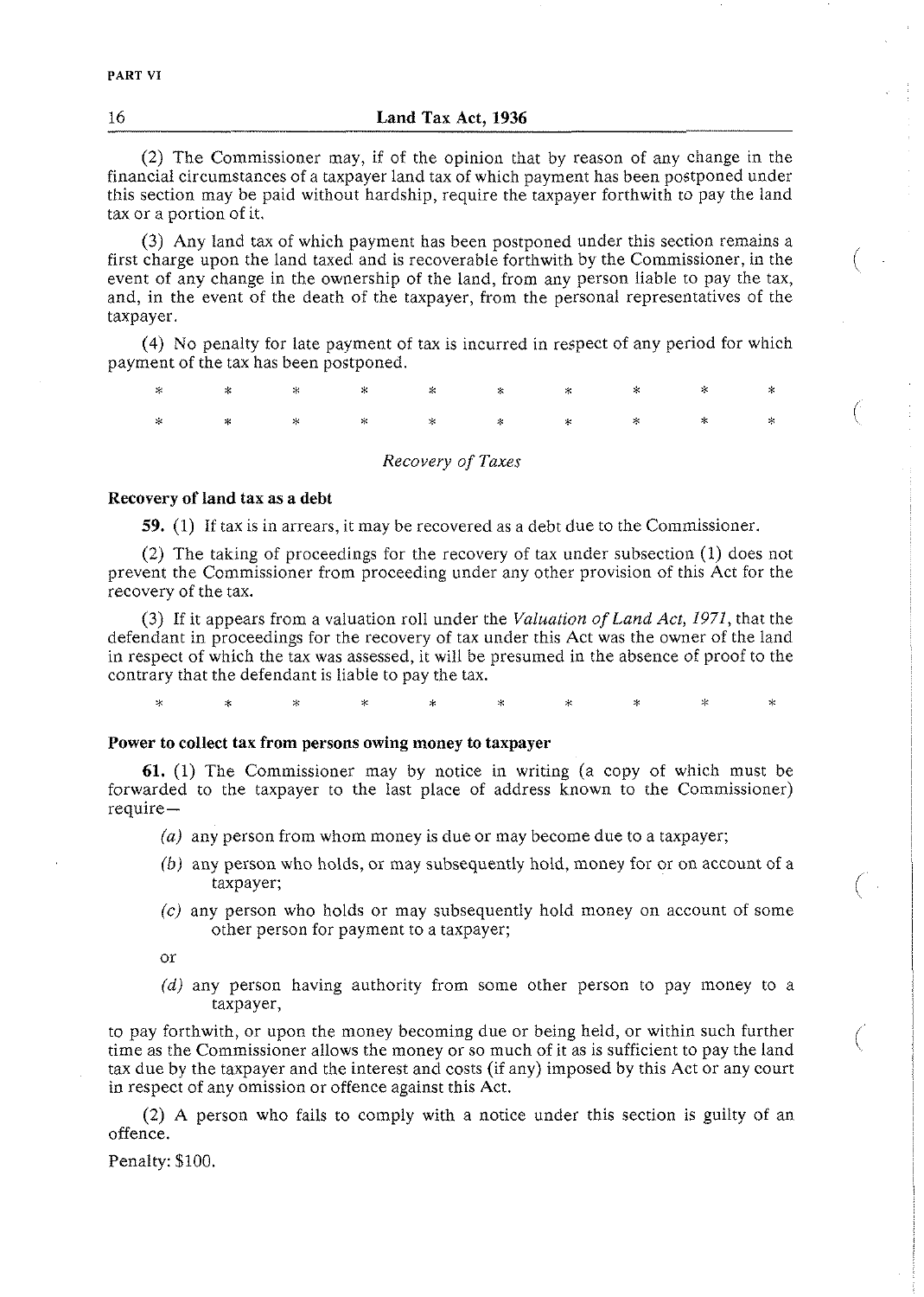(2) The Commissioner may, if of the opinion that by reason of any change in the financial circumstances of a taxpayer land tax of which payment has been postponed under this section may be paid without hardship, require the taxpayer forthwith to pay the land tax or a portion of it.

(3) Any land tax of which payment has been postponed under this section remains a first charge upon the land taxed and is recoverable forthwith by the Commissioner, in the event of any change in the ownership of the land, from any person liable to pay the tax, and, in the event of the death of the taxpayer, from the personal representatives of the taxpayer.

(4) No penalty for late payment of tax is incurred in respect of any period for which payment of the tax has been postponed.

\* \* \* \* \* \* \* \* \* \*

\* \* \* \* \* \* \* \* \* \*

*Recovery of Taxes*

**Recovery of land tax as a debt**

**59.** (1) If tax is in arrears, it may be recovered as a debt due to the Commissioner.

(2) The taking of proceedings for the recovery of tax under subsection (1) does not prevent the Commissioner from proceeding under any other provision of this Act for the recovery of the tax.

(3) If it appears from a valuation roll under the *Valuation of Land Act, 1971*, that the defendant in proceedings for the recovery of tax under this Act was the owner of the land in respect of which the tax was assessed, it will be presumed in the absence of proof to the contrary that the defendant is liable to pay the tax.

\* \* \* \* \* \* \* \* \* \*

**Power to collect tax from persons owing money to taxpayer**

**61.** (1) The Commissioner may by notice in writing (a copy of which must be forwarded to the taxpayer to the last place of address known to the Commissioner) require—

- *(a)* any person from whom money is due or may become due to a taxpayer;
- *(b)* any person who holds, or may subsequently hold, money for or on account of a taxpayer;
- *(c)* any person who holds or may subsequently hold money on account of some other person for payment to a taxpayer;

or

- *(d)* any person having authority from some other person to pay money to a taxpayer,

to pay forthwith, or upon the money becoming due or being held, or within such further time as the Commissioner allows the money or so much of it as is sufficient to pay the land tax due by the taxpayer and the interest and costs (if any) imposed by this Act or any court in respect of any omission or offence against this Act.

(2) A person who fails to comply with a notice under this section is guilty of an offence.

Penalty: $100.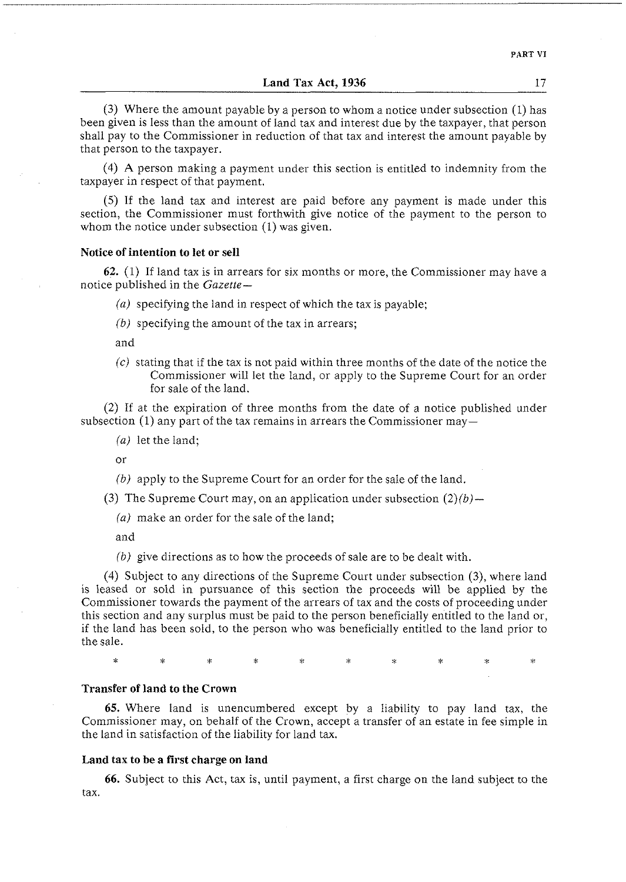(3) Where the amount payable by a person to whom a notice under subsection (1) has been given is less than the amount of land tax and interest due by the taxpayer, that person shall pay to the Commissioner in reduction of that tax and interest the amount payable by that person to the taxpayer.

(4) A person making a payment under this section is entitled to indemnity from the taxpayer in respect of that payment.

(5) If the land tax and interest are paid before any payment is made under this section, the Commissioner must forthwith give notice of the payment to the person to whom the notice under subsection (1) was given.

**Notice of intention to let or sell**

**62.** (1) If land tax is in arrears for six months or more, the Commissioner may have a notice published in the *Gazette*—

*(a)* specifying the land in respect of which the tax is payable;

*(b)* specifying the amount of the tax in arrears;

and

*(c)* stating that if the tax is not paid within three months of the date of the notice the Commissioner will let the land, or apply to the Supreme Court for an order for sale of the land.

(2) If at the expiration of three months from the date of a notice published under subsection (1) any part of the tax remains in arrears the Commissioner may—

*(a)* let the land;

or

*(b)* apply to the Supreme Court for an order for the sale of the land.

(3) The Supreme Court may, on an application under subsection (2)*(b)*—

*(a)* make an order for the sale of the land;

and

*(b)* give directions as to how the proceeds of sale are to be dealt with.

(4) Subject to any directions of the Supreme Court under subsection (3), where land is leased or sold in pursuance of this section the proceeds will be applied by the Commissioner towards the payment of the arrears of tax and the costs of proceeding under this section and any surplus must be paid to the person beneficially entitled to the land or, if the land has been sold, to the person who was beneficially entitled to the land prior to the sale.

\* \* \* \* \* \* \* \* \* \*

**Transfer of land to the Crown**

**65.** Where land is unencumbered except by a liability to pay land tax, the Commissioner may, on behalf of the Crown, accept a transfer of an estate in fee simple in the land in satisfaction of the liability for land tax.

**Land tax to be a first charge on land**

**66.** Subject to this Act, tax is, until payment, a first charge on the land subject to the tax.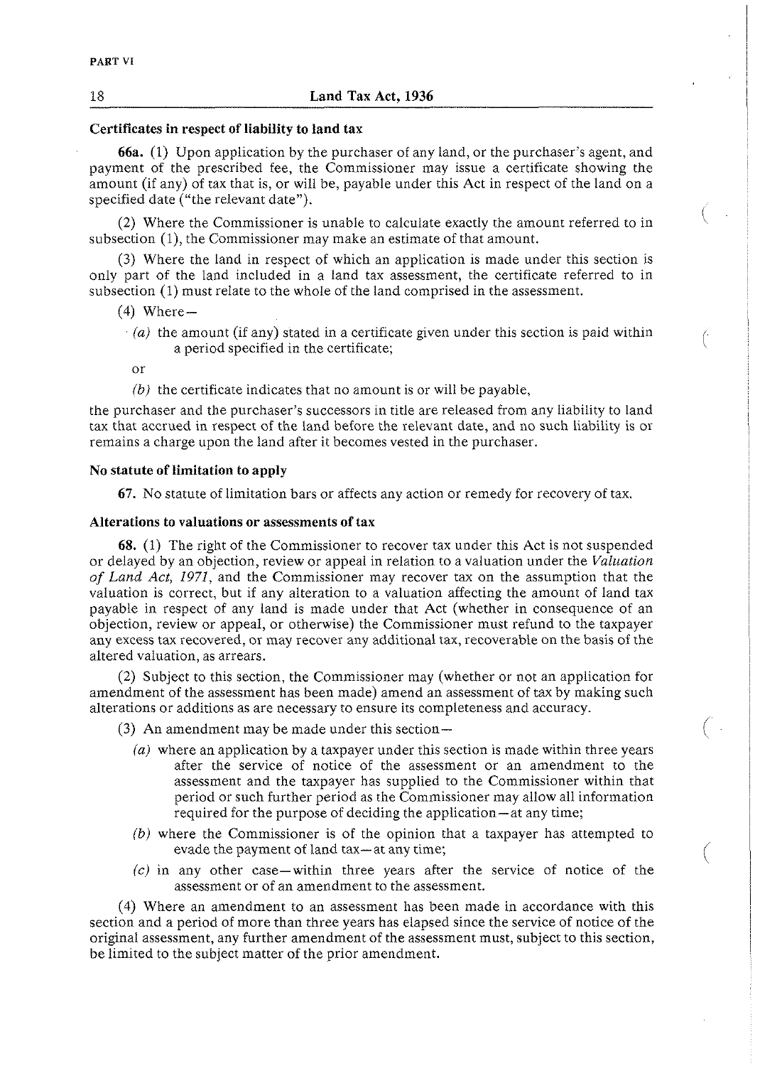**Certificates in respect of liability to land tax**

**66a.** (1) Upon application by the purchaser of any land, or the purchaser's agent, and payment of the prescribed fee, the Commissioner may issue a certificate showing the amount (if any) of tax that is, or will be, payable under this Act in respect of the land on a specified date ("the relevant date").

(2) Where the Commissioner is unable to calculate exactly the amount referred to in subsection (1), the Commissioner may make an estimate of that amount.

(3) Where the land in respect of which an application is made under this section is only part of the land included in a land tax assessment, the certificate referred to in subsection (1) must relate to the whole of the land comprised in the assessment.

(4) Where—

*(a)* the amount (if any) stated in a certificate given under this section is paid within a period specified in the certificate;

or

*(b)* the certificate indicates that no amount is or will be payable,

the purchaser and the purchaser's successors in title are released from any liability to land tax that accrued in respect of the land before the relevant date, and no such liability is or remains a charge upon the land after it becomes vested in the purchaser.

**No statute of limitation to apply**

**67.** No statute of limitation bars or affects any action or remedy for recovery of tax.

**Alterations to valuations or assessments of tax**

**68.** (1) The right of the Commissioner to recover tax under this Act is not suspended or delayed by an objection, review or appeal in relation to a valuation under the *Valuation of Land Act, 1971*, and the Commissioner may recover tax on the assumption that the valuation is correct, but if any alteration to a valuation affecting the amount of land tax payable in respect of any land is made under that Act (whether in consequence of an objection, review or appeal, or otherwise) the Commissioner must refund to the taxpayer any excess tax recovered, or may recover any additional tax, recoverable on the basis of the altered valuation, as arrears.

(2) Subject to this section, the Commissioner may (whether or not an application for amendment of the assessment has been made) amend an assessment of tax by making such alterations or additions as are necessary to ensure its completeness and accuracy.

(3) An amendment may be made under this section—

*(a)* where an application by a taxpayer under this section is made within three years after the service of notice of the assessment or an amendment to the assessment and the taxpayer has supplied to the Commissioner within that period or such further period as the Commissioner may allow all information required for the purpose of deciding the application—at any time;

*(b)* where the Commissioner is of the opinion that a taxpayer has attempted to evade the payment of land tax—at any time;

*(c)* in any other case—within three years after the service of notice of the assessment or of an amendment to the assessment.

(4) Where an amendment to an assessment has been made in accordance with this section and a period of more than three years has elapsed since the service of notice of the original assessment, any further amendment of the assessment must, subject to this section, be limited to the subject matter of the prior amendment.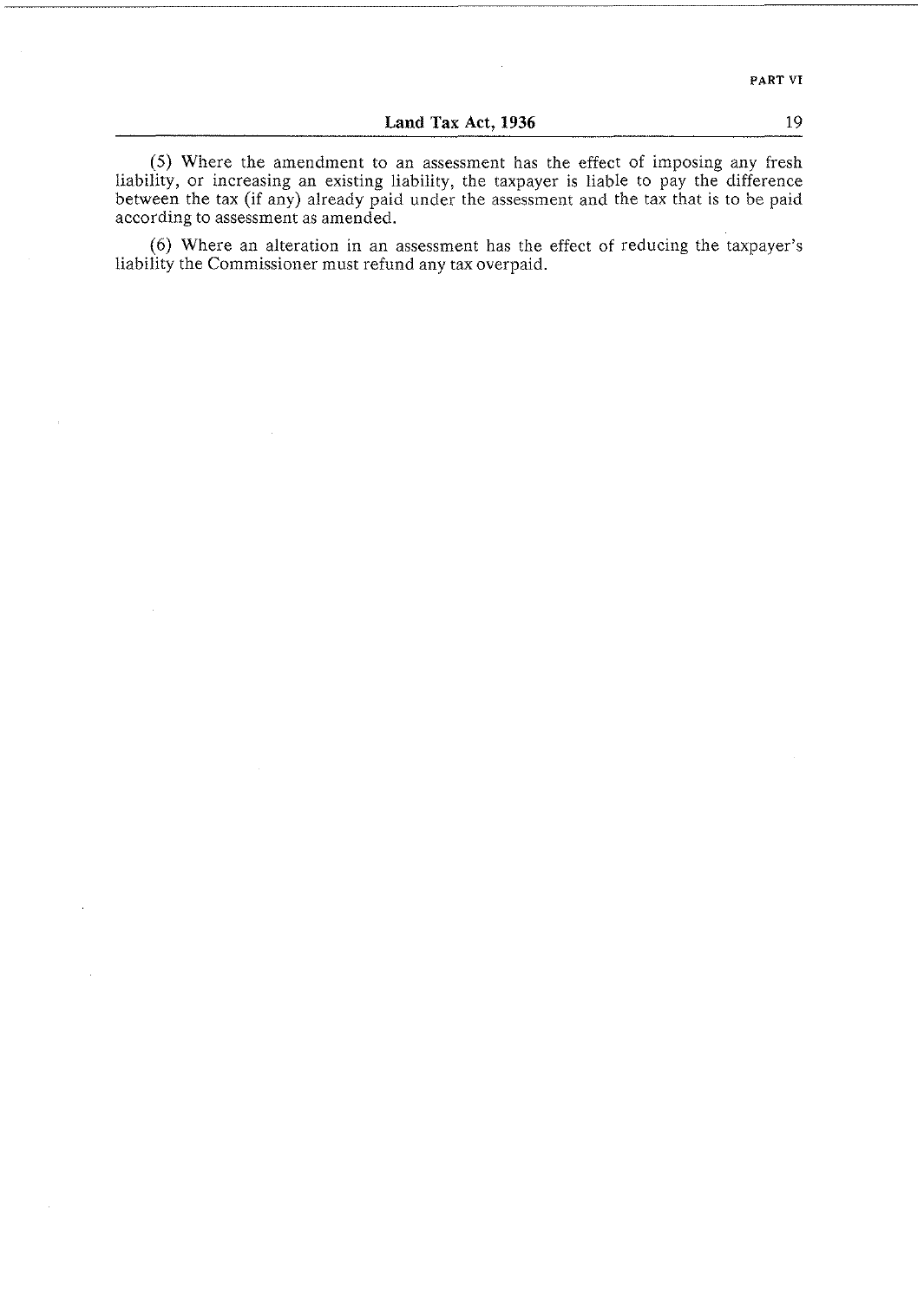(5) Where the amendment to an assessment has the effect of imposing any fresh liability, or increasing an existing liability, the taxpayer is liable to pay the difference between the tax (if any) already paid under the assessment and the tax that is to be paid according to assessment as amended.

(6) Where an alteration in an assessment has the effect of reducing the taxpayer's liability the Commissioner must refund any tax overpaid.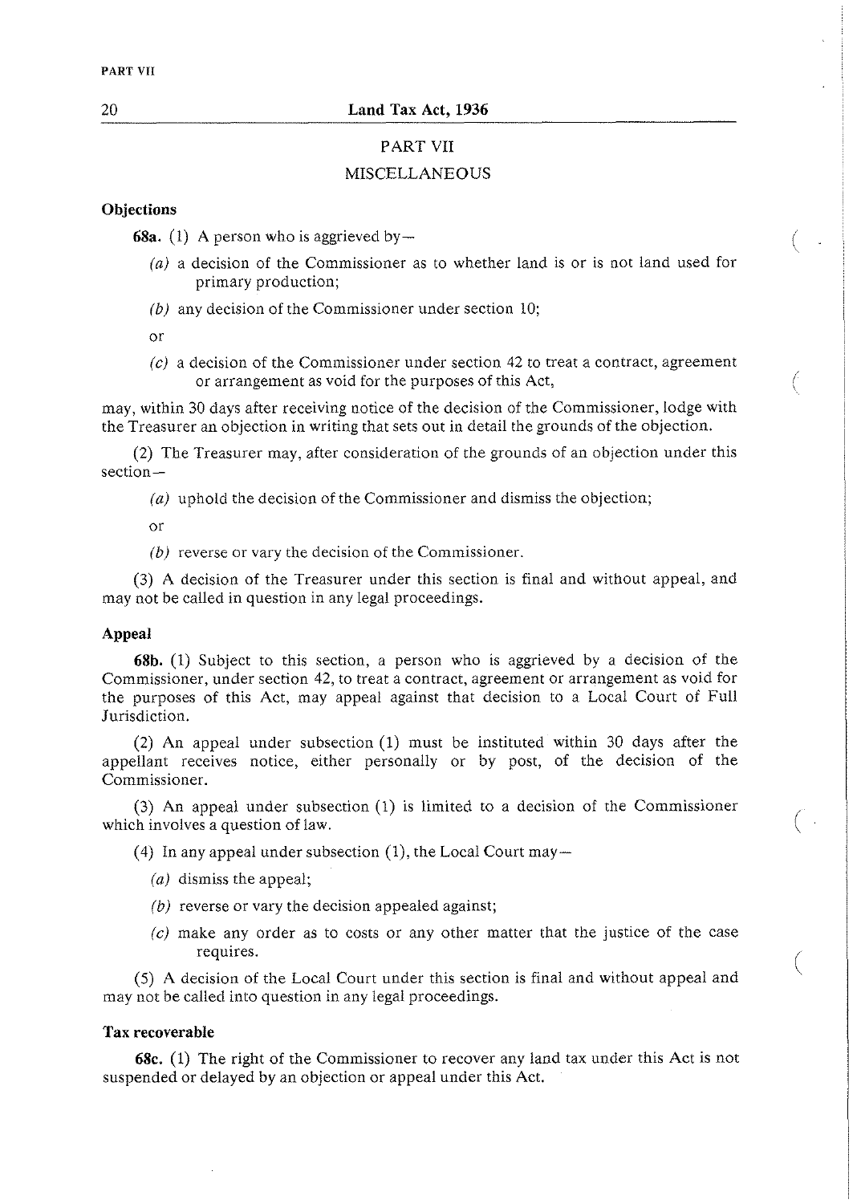## PART VII

## MISCELLANEOUS

### Objections

**68a.** (1) A person who is aggrieved by—

*(a)* a decision of the Commissioner as to whether land is or is not land used for primary production;

*(b)* any decision of the Commissioner under section 10;

or

*(c)* a decision of the Commissioner under section 42 to treat a contract, agreement or arrangement as void for the purposes of this Act,

may, within 30 days after receiving notice of the decision of the Commissioner, lodge with the Treasurer an objection in writing that sets out in detail the grounds of the objection.

(2) The Treasurer may, after consideration of the grounds of an objection under this section—

*(a)* uphold the decision of the Commissioner and dismiss the objection;

or

*(b)* reverse or vary the decision of the Commissioner.

(3) A decision of the Treasurer under this section is final and without appeal, and may not be called in question in any legal proceedings.

### Appeal

**68b.** (1) Subject to this section, a person who is aggrieved by a decision of the Commissioner, under section 42, to treat a contract, agreement or arrangement as void for the purposes of this Act, may appeal against that decision to a Local Court of Full Jurisdiction.

(2) An appeal under subsection (1) must be instituted within 30 days after the appellant receives notice, either personally or by post, of the decision of the Commissioner.

(3) An appeal under subsection (1) is limited to a decision of the Commissioner which involves a question of law.

(4) In any appeal under subsection (1), the Local Court may—

*(a)* dismiss the appeal;

*(b)* reverse or vary the decision appealed against;

*(c)* make any order as to costs or any other matter that the justice of the case requires.

(5) A decision of the Local Court under this section is final and without appeal and may not be called into question in any legal proceedings.

### Tax recoverable

**68c.** (1) The right of the Commissioner to recover any land tax under this Act is not suspended or delayed by an objection or appeal under this Act.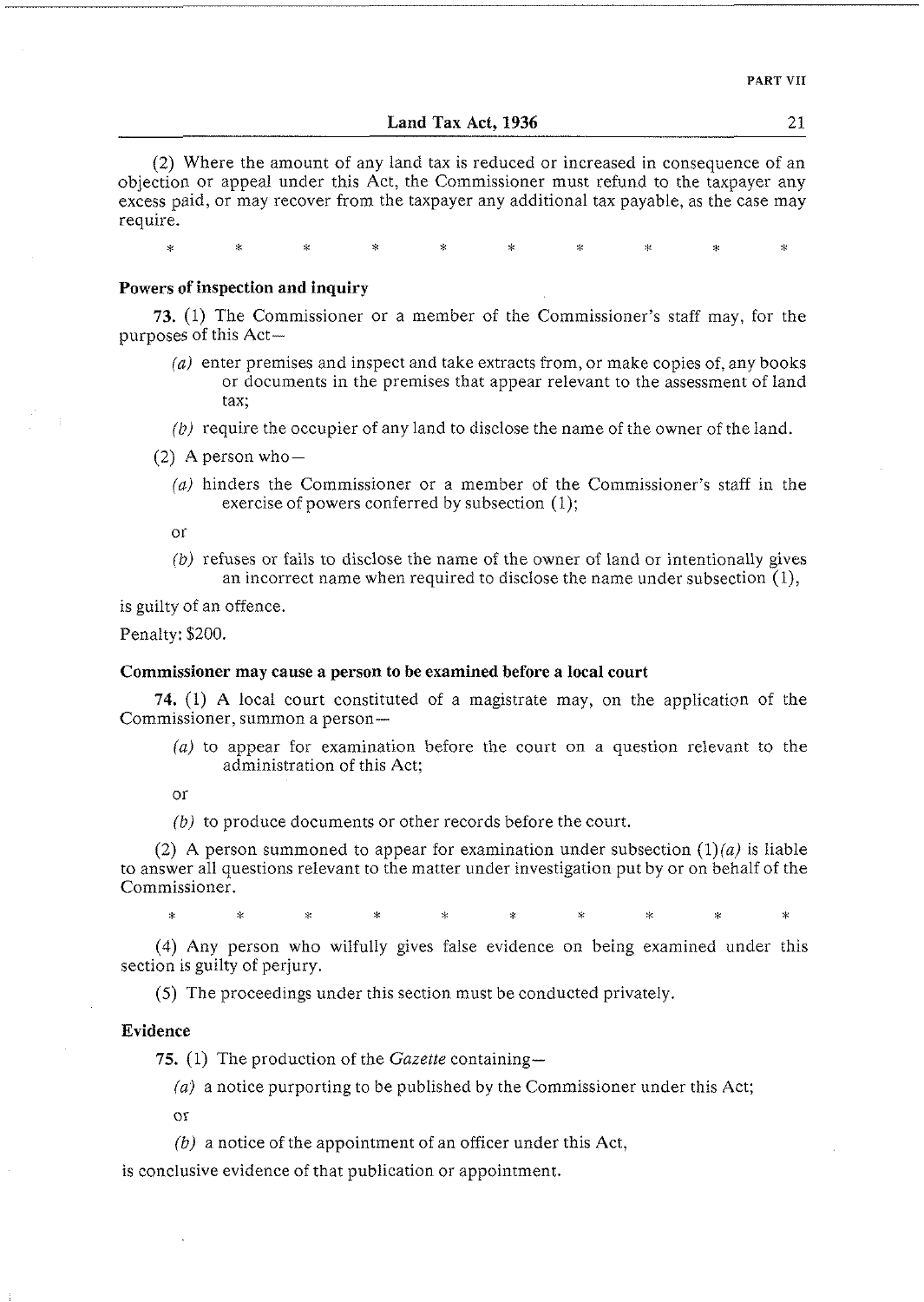(2) Where the amount of any land tax is reduced or increased in consequence of an objection or appeal under this Act, the Commissioner must refund to the taxpayer any excess paid, or may recover from the taxpayer any additional tax payable, as the case may require.

\* \* \* \* \* \* \* \* \* \*

### Powers of inspection and inquiry

**73.** (1) The Commissioner or a member of the Commissioner's staff may, for the purposes of this Act—

*(a)* enter premises and inspect and take extracts from, or make copies of, any books or documents in the premises that appear relevant to the assessment of land tax;

*(b)* require the occupier of any land to disclose the name of the owner of the land.

(2) A person who—

*(a)* hinders the Commissioner or a member of the Commissioner's staff in the exercise of powers conferred by subsection (1);

or

*(b)* refuses or fails to disclose the name of the owner of land or intentionally gives an incorrect name when required to disclose the name under subsection (1),

is guilty of an offence.

Penalty: $200.

### Commissioner may cause a person to be examined before a local court

**74.** (1) A local court constituted of a magistrate may, on the application of the Commissioner, summon a person—

*(a)* to appear for examination before the court on a question relevant to the administration of this Act;

or

*(b)* to produce documents or other records before the court.

(2) A person summoned to appear for examination under subsection (1)*(a)* is liable to answer all questions relevant to the matter under investigation put by or on behalf of the Commissioner.

\* \* \* \* \* \* \* \* \* \*

(4) Any person who wilfully gives false evidence on being examined under this section is guilty of perjury.

(5) The proceedings under this section must be conducted privately.

### Evidence

**75.** (1) The production of the *Gazette* containing—

*(a)* a notice purporting to be published by the Commissioner under this Act;

or

*(b)* a notice of the appointment of an officer under this Act,

is conclusive evidence of that publication or appointment.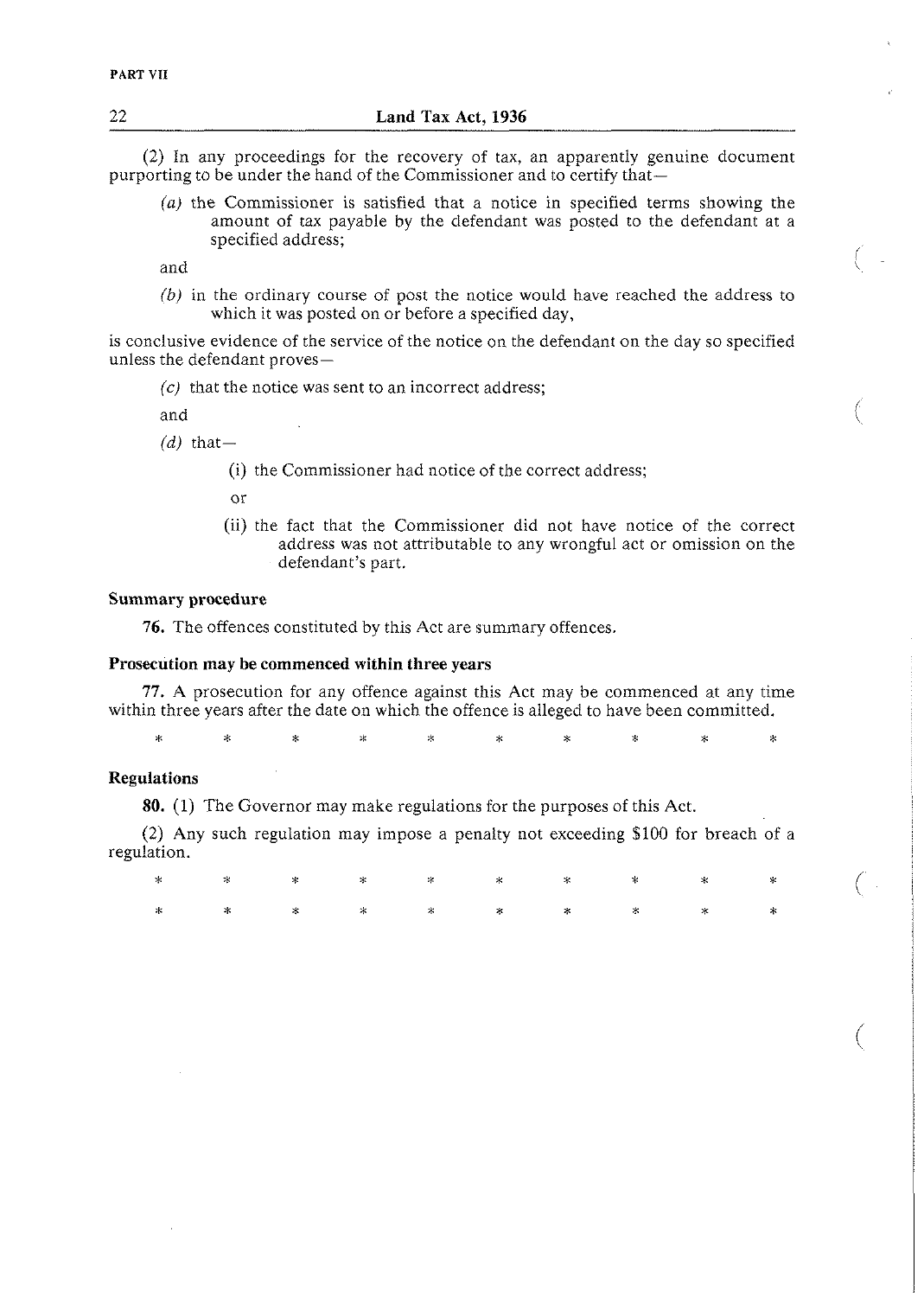(2) In any proceedings for the recovery of tax, an apparently genuine document purporting to be under the hand of the Commissioner and to certify that—

*(a)* the Commissioner is satisfied that a notice in specified terms showing the amount of tax payable by the defendant was posted to the defendant at a specified address;

and

*(b)* in the ordinary course of post the notice would have reached the address to which it was posted on or before a specified day,

is conclusive evidence of the service of the notice on the defendant on the day so specified unless the defendant proves—

*(c)* that the notice was sent to an incorrect address;

and

*(d)* that—

(i) the Commissioner had notice of the correct address;

or

(ii) the fact that the Commissioner did not have notice of the correct address was not attributable to any wrongful act or omission on the defendant's part.

**Summary procedure**

**76.** The offences constituted by this Act are summary offences.

**Prosecution may be commenced within three years**

**77.** A prosecution for any offence against this Act may be commenced at any time within three years after the date on which the offence is alleged to have been committed.

\* \* \* \* \* \* \* \* \* \*

**Regulations**

**80.** (1) The Governor may make regulations for the purposes of this Act.

(2) Any such regulation may impose a penalty not exceeding $100 for breach of a regulation.

\* \* \* \* \* \* \* \* \* \*

\* \* \* \* \* \* \* \* \* \*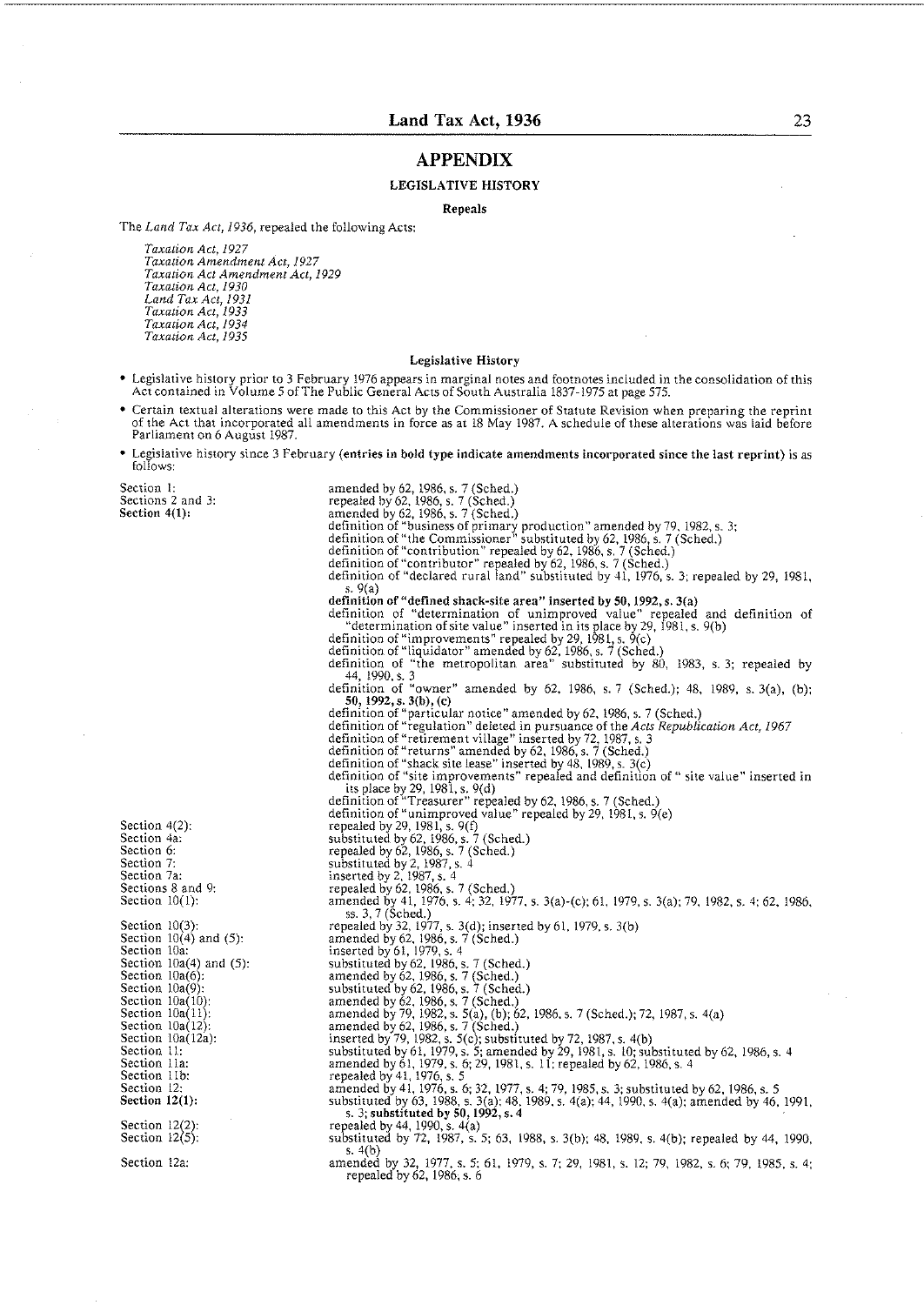# APPENDIX

## LEGISLATIVE HISTORY

### Repeals

The *Land Tax Act, 1936*, repealed the following Acts:

*Taxation Act, 1927*
*Taxation Amendment Act, 1927*
*Taxation Act Amendment Act, 1929*
*Taxation Act, 1930*
*Land Tax Act, 1931*
*Taxation Act, 1933*
*Taxation Act, 1934*
*Taxation Act, 1935*

### Legislative History

- Legislative history prior to 3 February 1976 appears in marginal notes and footnotes included in the consolidation of this Act contained in Volume 5 of The Public General Acts of South Australia 1837-1975 at page 575.
- Certain textual alterations were made to this Act by the Commissioner of Statute Revision when preparing the reprint of the Act that incorporated all amendments in force as at 18 May 1987. A schedule of these alterations was laid before Parliament on 6 August 1987.
- Legislative history since 3 February (**entries in bold type indicate amendments incorporated since the last reprint**) is as follows:

| | |
|---|---|
| Section 1: | amended by 62, 1986, s. 7 (Sched.) |
| Sections 2 and 3: | repealed by 62, 1986, s. 7 (Sched.) |
| **Section 4(1):** | amended by 62, 1986, s. 7 (Sched.)<br>definition of "business of primary production" amended by 79, 1982, s. 3;<br>definition of "the Commissioner" substituted by 62, 1986, s. 7 (Sched.)<br>definition of "contribution" repealed by 62, 1986, s. 7 (Sched.)<br>definition of "contributor" repealed by 62, 1986, s. 7 (Sched.)<br>definition of "declared rural land" substituted by 41, 1976, s. 3; repealed by 29, 1981, s. 9(a)<br>**definition of "defined shack-site area" inserted by 50, 1992, s. 3(a)**<br>definition of "determination of unimproved value" repealed and definition of "determination of site value" inserted in its place by 29, 1981, s. 9(b)<br>definition of "improvements" repealed by 29, 1981, s. 9(c)<br>definition of "liquidator" amended by 62, 1986, s. 7 (Sched.)<br>definition of "the metropolitan area" substituted by 80, 1983, s. 3; repealed by 44, 1990, s. 3<br>definition of "owner" amended by 62, 1986, s. 7 (Sched.); 48, 1989, s. 3(a), (b); **50, 1992, s. 3(b), (c)**<br>definition of "particular notice" amended by 62, 1986, s. 7 (Sched.)<br>definition of "regulation" deleted in pursuance of the *Acts Republication Act, 1967*<br>definition of "retirement village" inserted by 72, 1987, s. 3<br>definition of "returns" amended by 62, 1986, s. 7 (Sched.)<br>definition of "shack site lease" inserted by 48, 1989, s. 3(c)<br>definition of "site improvements" repealed and definition of "site value" inserted in its place by 29, 1981, s. 9(d)<br>definition of "Treasurer" repealed by 62, 1986, s. 7 (Sched.)<br>definition of "unimproved value" repealed by 29, 1981, s. 9(e) |
| Section 4(2): | repealed by 29, 1981, s. 9(f) |
| Section 4a: | substituted by 62, 1986, s. 7 (Sched.) |
| Section 6: | repealed by 62, 1986, s. 7 (Sched.) |
| Section 7: | substituted by 2, 1987, s. 4 |
| Section 7a: | inserted by 2, 1987, s. 4 |
| Sections 8 and 9: | repealed by 62, 1986, s. 7 (Sched.) |
| Section 10(1): | amended by 41, 1976, s. 4; 32, 1977, s. 3(a)-(c); 61, 1979, s. 3(a); 79, 1982, s. 4; 62, 1986, ss. 3, 7 (Sched.) |
| Section 10(3): | repealed by 32, 1977, s. 3(d); inserted by 61, 1979, s. 3(b) |
| Section 10(4) and (5): | amended by 62, 1986, s. 7 (Sched.) |
| Section 10a: | inserted by 61, 1979, s. 4 |
| Section 10a(4) and (5): | substituted by 62, 1986, s. 7 (Sched.) |
| Section 10a(6): | amended by 62, 1986, s. 7 (Sched.) |
| Section 10a(9): | substituted by 62, 1986, s. 7 (Sched.) |
| Section 10a(10): | amended by 62, 1986, s. 7 (Sched.) |
| Section 10a(11): | amended by 79, 1982, s. 5(a), (b); 62, 1986, s. 7 (Sched.); 72, 1987, s. 4(a) |
| Section 10a(12): | amended by 62, 1986, s. 7 (Sched.) |
| Section 10a(12a): | inserted by 79, 1982, s. 5(c); substituted by 72, 1987, s. 4(b) |
| Section 11: | substituted by 61, 1979, s. 5; amended by 29, 1981, s. 10; substituted by 62, 1986, s. 4 |
| Section 11a: | amended by 61, 1979, s. 6; 29, 1981, s. 11; repealed by 62, 1986, s. 4 |
| Section 11b: | repealed by 41, 1976, s. 5 |
| Section 12: | amended by 41, 1976, s. 6; 32, 1977, s. 4; 79, 1985, s. 3; substituted by 62, 1986, s. 5 |
| **Section 12(1):** | substituted by 63, 1988, s. 3(a); 48, 1989, s. 4(a); 44, 1990, s. 4(a); amended by 46, 1991, s. 3; **substituted by 50, 1992, s. 4** |
| Section 12(2): | repealed by 44, 1990, s. 4(a) |
| Section 12(5): | substituted by 72, 1987, s. 5; 63, 1988, s. 3(b); 48, 1989, s. 4(b); repealed by 44, 1990, s. 4(b) |
| Section 12a: | amended by 32, 1977, s. 5; 61, 1979, s. 7; 29, 1981, s. 12; 79, 1982, s. 6; 79, 1985, s. 4; repealed by 62, 1986, s. 6 |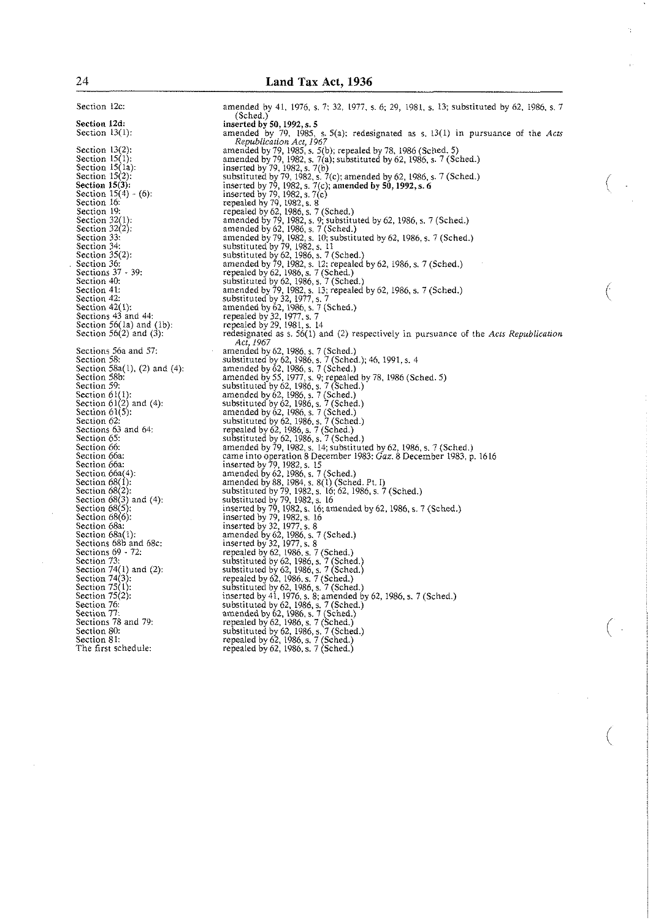| | |
|---|---|
| Section 12c: | amended by 41, 1976, s. 7; 32, 1977, s. 6; 29, 1981, s. 13; substituted by 62, 1986, s. 7 (Sched.) |
| **Section 12d:** | **inserted by 50, 1992, s. 5** |
| Section 13(1): | amended by 79, 1985, s. 5(a); redesignated as s. 13(1) in pursuance of the *Acts Republication Act, 1967* |
| Section 13(2): | amended by 79, 1985, s. 5(b); repealed by 78, 1986 (Sched. 5) |
| Section 15(1): | amended by 79, 1982, s. 7(a); substituted by 62, 1986, s. 7 (Sched.) |
| Section 15(1a): | inserted by 79, 1982, s. 7(b) |
| Section 15(2): | substituted by 79, 1982, s. 7(c); amended by 62, 1986, s. 7 (Sched.) |
| **Section 15(3):** | inserted by 79, 1982, s. 7(c); **amended by 50, 1992, s. 6** |
| Section 15(4) - (6): | inserted by 79, 1982, s. 7(c) |
| Section 16: | repealed by 79, 1982, s. 8 |
| Section 19: | repealed by 62, 1986, s. 7 (Sched.) |
| Section 32(1): | amended by 79, 1982, s. 9; substituted by 62, 1986, s. 7 (Sched.) |
| Section 32(2): | amended by 62, 1986, s. 7 (Sched.) |
| Section 33: | amended by 79, 1982, s. 10; substituted by 62, 1986, s. 7 (Sched.) |
| Section 34: | substituted by 79, 1982, s. 11 |
| Section 35(2): | substituted by 62, 1986, s. 7 (Sched.) |
| Section 36: | amended by 79, 1982, s. 12; repealed by 62, 1986, s. 7 (Sched.) |
| Sections 37 - 39: | repealed by 62, 1986, s. 7 (Sched.) |
| Section 40: | substituted by 62, 1986, s. 7 (Sched.) |
| Section 41: | amended by 79, 1982, s. 13; repealed by 62, 1986, s. 7 (Sched.) |
| Section 42: | substituted by 32, 1977, s. 7 |
| Section 42(1): | amended by 62, 1986, s. 7 (Sched.) |
| Sections 43 and 44: | repealed by 32, 1977, s. 7 |
| Section 56(1a) and (1b): | repealed by 29, 1981, s. 14 |
| Section 56(2) and (3): | redesignated as s. 56(1) and (2) respectively in pursuance of the *Acts Republication Act, 1967* |
| Sections 56a and 57: | amended by 62, 1986, s. 7 (Sched.) |
| Section 58: | substituted by 62, 1986, s. 7 (Sched.); 46, 1991, s. 4 |
| Section 58a(1), (2) and (4): | amended by 62, 1986, s. 7 (Sched.) |
| Section 58b: | amended by 55, 1977, s. 9; repealed by 78, 1986 (Sched. 5) |
| Section 59: | substituted by 62, 1986, s. 7 (Sched.) |
| Section 61(1): | amended by 62, 1986, s. 7 (Sched.) |
| Section 61(2) and (4): | substituted by 62, 1986, s. 7 (Sched.) |
| Section 61(5): | amended by 62, 1986, s. 7 (Sched.) |
| Section 62: | substituted by 62, 1986, s. 7 (Sched.) |
| Sections 63 and 64: | repealed by 62, 1986, s. 7 (Sched.) |
| Section 65: | substituted by 62, 1986, s. 7 (Sched.) |
| Section 66: | amended by 79, 1982, s. 14; substituted by 62, 1986, s. 7 (Sched.) |
| Section 66a: | came into operation 8 December 1983: *Gaz.* 8 December 1983, p. 1616 |
| Section 66a: | inserted by 79, 1982, s. 15 |
| Section 66a(4): | amended by 62, 1986, s. 7 (Sched.) |
| Section 68(1): | amended by 88, 1984, s. 8(1) (Sched. Pt. I) |
| Section 68(2): | substituted by 79, 1982, s. 16; 62, 1986, s. 7 (Sched.) |
| Section 68(3) and (4): | substituted by 79, 1982, s. 16 |
| Section 68(5): | inserted by 79, 1982, s. 16; amended by 62, 1986, s. 7 (Sched.) |
| Section 68(6): | inserted by 79, 1982, s. 16 |
| Section 68a: | inserted by 32, 1977, s. 8 |
| Section 68a(1): | amended by 62, 1986, s. 7 (Sched.) |
| Sections 68b and 68c: | inserted by 32, 1977, s. 8 |
| Sections 69 - 72: | repealed by 62, 1986, s. 7 (Sched.) |
| Section 73: | substituted by 62, 1986, s. 7 (Sched.) |
| Section 74(1) and (2): | substituted by 62, 1986, s. 7 (Sched.) |
| Section 74(3): | repealed by 62, 1986, s. 7 (Sched.) |
| Section 75(1): | substituted by 62, 1986, s. 7 (Sched.) |
| Section 75(2): | inserted by 41, 1976, s. 8; amended by 62, 1986, s. 7 (Sched.) |
| Section 76: | substituted by 62, 1986, s. 7 (Sched.) |
| Section 77: | amended by 62, 1986, s. 7 (Sched.) |
| Sections 78 and 79: | repealed by 62, 1986, s. 7 (Sched.) |
| Section 80: | substituted by 62, 1986, s. 7 (Sched.) |
| Section 81: | repealed by 62, 1986, s. 7 (Sched.) |
| The first schedule: | repealed by 62, 1986, s. 7 (Sched.) |